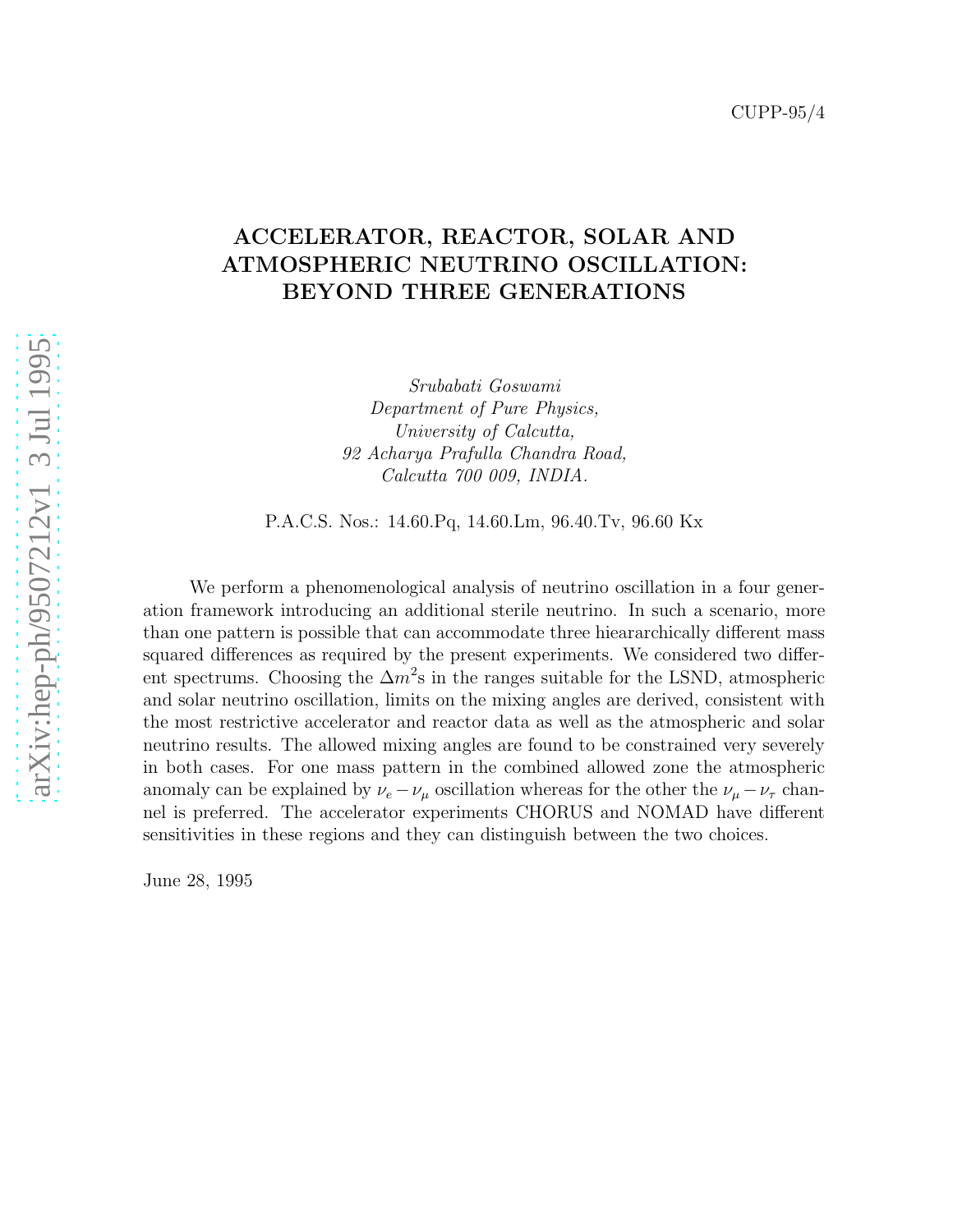CUPP-95/4

# ACCELERATOR, REACTOR, SOLAR AND ATMOSPHERIC NEUTRINO OSCILLATION: BEYOND THREE GENERATIONS

*Srubabati Goswami*
*Department of Pure Physics,*
*University of Calcutta,*
*92 Acharya Prafulla Chandra Road,*
*Calcutta 700 009, INDIA.*

P.A.C.S. Nos.: 14.60.Pq, 14.60.Lm, 96.40.Tv, 96.60 Kx

We perform a phenomenological analysis of neutrino oscillation in a four generation framework introducing an additional sterile neutrino. In such a scenario, more than one pattern is possible that can accommodate three hieararchically different mass squared differences as required by the present experiments. We considered two different spectrums. Choosing the $\Delta m^2$s in the ranges suitable for the LSND, atmospheric and solar neutrino oscillation, limits on the mixing angles are derived, consistent with the most restrictive accelerator and reactor data as well as the atmospheric and solar neutrino results. The allowed mixing angles are found to be constrained very severely in both cases. For one mass pattern in the combined allowed zone the atmospheric anomaly can be explained by $\nu_e - \nu_\mu$ oscillation whereas for the other the $\nu_\mu - \nu_\tau$ channel is preferred. The accelerator experiments CHORUS and NOMAD have different sensitivities in these regions and they can distinguish between the two choices.

June 28, 1995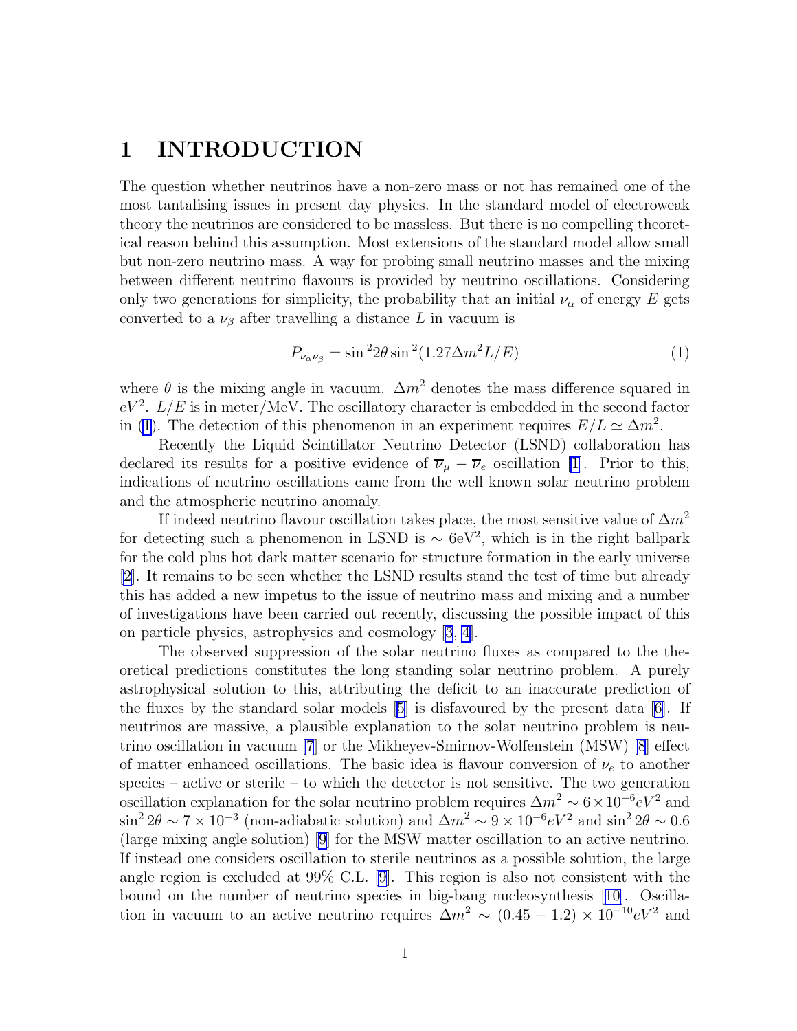# 1 INTRODUCTION

The question whether neutrinos have a non-zero mass or not has remained one of the most tantalising issues in present day physics. In the standard model of electroweak theory the neutrinos are considered to be massless. But there is no compelling theoretical reason behind this assumption. Most extensions of the standard model allow small but non-zero neutrino mass. A way for probing small neutrino masses and the mixing between different neutrino flavours is provided by neutrino oscillations. Considering only two generations for simplicity, the probability that an initial $\nu_\alpha$ of energy $E$ gets converted to a $\nu_\beta$ after travelling a distance $L$ in vacuum is

$$P_{\nu_\alpha \nu_\beta} = \sin^2 2\theta \sin^2(1.27 \Delta m^2 L/E) \tag{1}$$

where $\theta$ is the mixing angle in vacuum. $\Delta m^2$ denotes the mass difference squared in $eV^2$. $L/E$ is in meter/MeV. The oscillatory character is embedded in the second factor in (1). The detection of this phenomenon in an experiment requires $E/L \simeq \Delta m^2$.

Recently the Liquid Scintillator Neutrino Detector (LSND) collaboration has declared its results for a positive evidence of $\overline{\nu}_\mu - \overline{\nu}_e$ oscillation [1]. Prior to this, indications of neutrino oscillations came from the well known solar neutrino problem and the atmospheric neutrino anomaly.

If indeed neutrino flavour oscillation takes place, the most sensitive value of $\Delta m^2$ for detecting such a phenomenon in LSND is $\sim 6\text{eV}^2$, which is in the right ballpark for the cold plus hot dark matter scenario for structure formation in the early universe [2]. It remains to be seen whether the LSND results stand the test of time but already this has added a new impetus to the issue of neutrino mass and mixing and a number of investigations have been carried out recently, discussing the possible impact of this on particle physics, astrophysics and cosmology [3, 4].

The observed suppression of the solar neutrino fluxes as compared to the theoretical predictions constitutes the long standing solar neutrino problem. A purely astrophysical solution to this, attributing the deficit to an inaccurate prediction of the fluxes by the standard solar models [5] is disfavoured by the present data [6]. If neutrinos are massive, a plausible explanation to the solar neutrino problem is neutrino oscillation in vacuum [7] or the Mikheyev-Smirnov-Wolfenstein (MSW) [8] effect of matter enhanced oscillations. The basic idea is flavour conversion of $\nu_e$ to another species – active or sterile – to which the detector is not sensitive. The two generation oscillation explanation for the solar neutrino problem requires $\Delta m^2 \sim 6 \times 10^{-6} eV^2$ and $\sin^2 2\theta \sim 7 \times 10^{-3}$ (non-adiabatic solution) and $\Delta m^2 \sim 9 \times 10^{-6} eV^2$ and $\sin^2 2\theta \sim 0.6$ (large mixing angle solution) [9] for the MSW matter oscillation to an active neutrino. If instead one considers oscillation to sterile neutrinos as a possible solution, the large angle region is excluded at 99% C.L. [9]. This region is also not consistent with the bound on the number of neutrino species in big-bang nucleosynthesis [10]. Oscillation in vacuum to an active neutrino requires $\Delta m^2 \sim (0.45 - 1.2) \times 10^{-10} eV^2$ and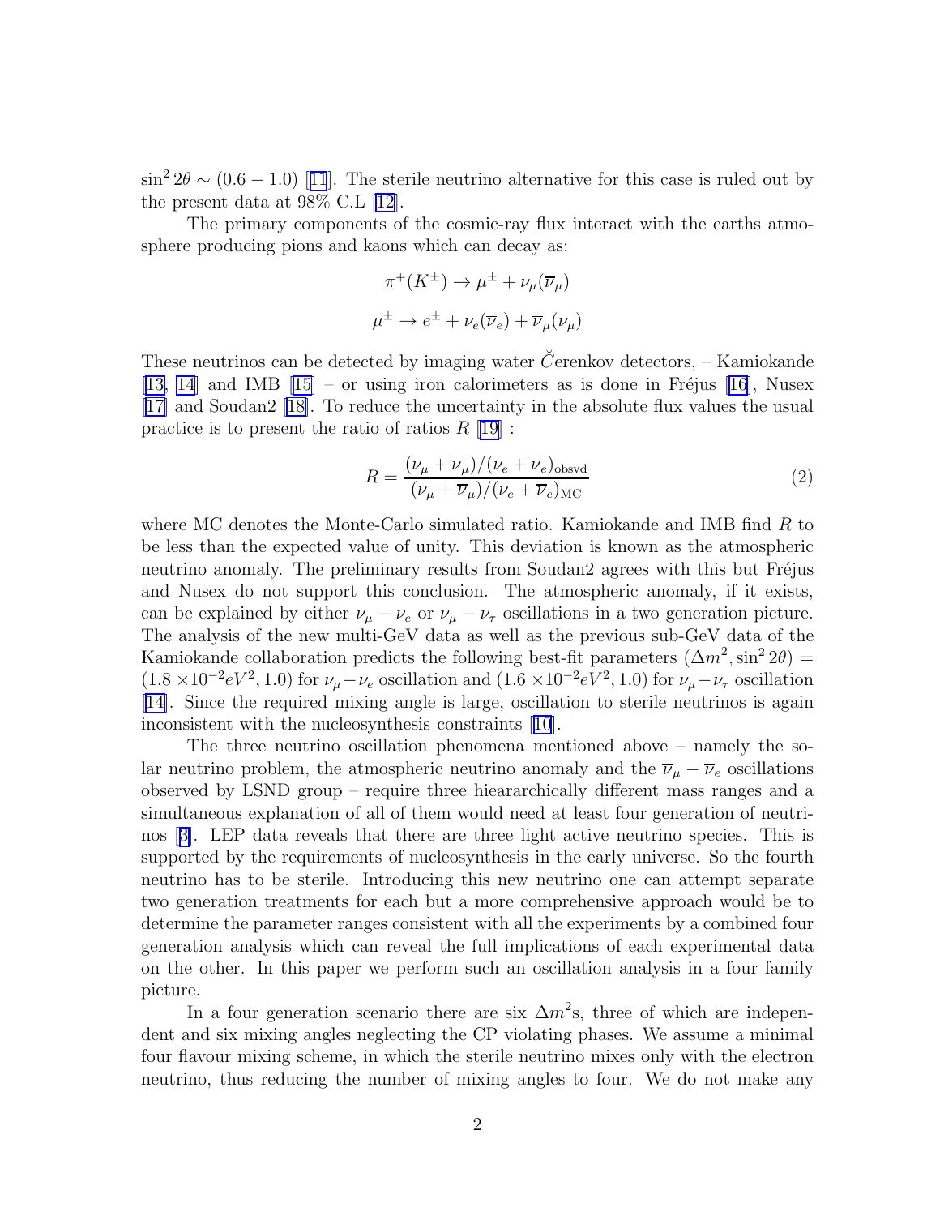$\sin^2 2\theta \sim (0.6 - 1.0)$ [11]. The sterile neutrino alternative for this case is ruled out by the present data at 98% C.L [12].

The primary components of the cosmic-ray flux interact with the earths atmosphere producing pions and kaons which can decay as:

$$\pi^+(K^\pm) \rightarrow \mu^\pm + \nu_\mu(\overline{\nu}_\mu)$$

$$\mu^\pm \rightarrow e^\pm + \nu_e(\overline{\nu}_e) + \overline{\nu}_\mu(\nu_\mu)$$

These neutrinos can be detected by imaging water $\check{C}$erenkov detectors, – Kamiokande [13, 14] and IMB [15] – or using iron calorimeters as is done in Fréjus [16], Nusex [17] and Soudan2 [18]. To reduce the uncertainty in the absolute flux values the usual practice is to present the ratio of ratios $R$ [19] :

$$R = \frac{(\nu_\mu + \overline{\nu}_\mu)/(\nu_e + \overline{\nu}_e)_{\text{obsvd}}}{(\nu_\mu + \overline{\nu}_\mu)/(\nu_e + \overline{\nu}_e)_{\text{MC}}} \tag{2}$$

where MC denotes the Monte-Carlo simulated ratio. Kamiokande and IMB find $R$ to be less than the expected value of unity. This deviation is known as the atmospheric neutrino anomaly. The preliminary results from Soudan2 agrees with this but Fréjus and Nusex do not support this conclusion. The atmospheric anomaly, if it exists, can be explained by either $\nu_\mu - \nu_e$ or $\nu_\mu - \nu_\tau$ oscillations in a two generation picture. The analysis of the new multi-GeV data as well as the previous sub-GeV data of the Kamiokande collaboration predicts the following best-fit parameters $(\Delta m^2, \sin^2 2\theta) = (1.8 \times 10^{-2} eV^2, 1.0)$ for $\nu_\mu - \nu_e$ oscillation and $(1.6 \times 10^{-2} eV^2, 1.0)$ for $\nu_\mu - \nu_\tau$ oscillation [14]. Since the required mixing angle is large, oscillation to sterile neutrinos is again inconsistent with the nucleosynthesis constraints [10].

The three neutrino oscillation phenomena mentioned above – namely the solar neutrino problem, the atmospheric neutrino anomaly and the $\overline{\nu}_\mu - \overline{\nu}_e$ oscillations observed by LSND group – require three hieararchically different mass ranges and a simultaneous explanation of all of them would need at least four generation of neutrinos [3]. LEP data reveals that there are three light active neutrino species. This is supported by the requirements of nucleosynthesis in the early universe. So the fourth neutrino has to be sterile. Introducing this new neutrino one can attempt separate two generation treatments for each but a more comprehensive approach would be to determine the parameter ranges consistent with all the experiments by a combined four generation analysis which can reveal the full implications of each experimental data on the other. In this paper we perform such an oscillation analysis in a four family picture.

In a four generation scenario there are six $\Delta m^2$s, three of which are independent and six mixing angles neglecting the CP violating phases. We assume a minimal four flavour mixing scheme, in which the sterile neutrino mixes only with the electron neutrino, thus reducing the number of mixing angles to four. We do not make any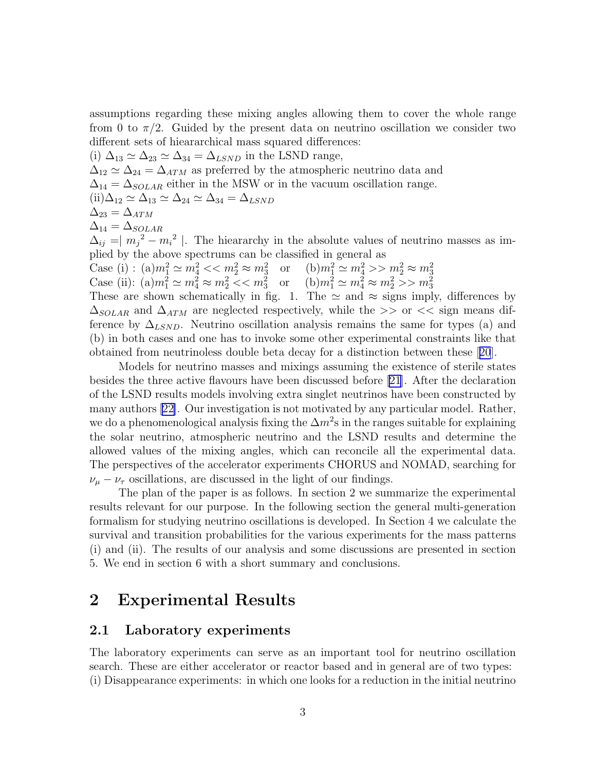assumptions regarding these mixing angles allowing them to cover the whole range from 0 to $\pi/2$. Guided by the present data on neutrino oscillation we consider two different sets of hieararchical mass squared differences:

(i) $\Delta_{13} \simeq \Delta_{23} \simeq \Delta_{34} = \Delta_{LSND}$ in the LSND range,
$\Delta_{12} \simeq \Delta_{24} = \Delta_{ATM}$ as preferred by the atmospheric neutrino data and
$\Delta_{14} = \Delta_{SOLAR}$ either in the MSW or in the vacuum oscillation range.

(ii)$\Delta_{12} \simeq \Delta_{13} \simeq \Delta_{24} \simeq \Delta_{34} = \Delta_{LSND}$
$\Delta_{23} = \Delta_{ATM}$
$\Delta_{14} = \Delta_{SOLAR}$

$\Delta_{ij} = \mid {m_j}^2 - {m_i}^2 \mid$. The hieararchy in the absolute values of neutrino masses as implied by the above spectrums can be classified in general as

Case (i) : (a)$m_1^2 \simeq m_4^2 << m_2^2 \approx m_3^2$ or (b)$m_1^2 \simeq m_4^2 >> m_2^2 \approx m_3^2$
Case (ii): (a)$m_1^2 \simeq m_4^2 \approx m_2^2 << m_3^2$ or (b)$m_1^2 \simeq m_4^2 \approx m_2^2 >> m_3^2$

These are shown schematically in fig. 1. The $\simeq$ and $\approx$ signs imply, differences by $\Delta_{SOLAR}$ and $\Delta_{ATM}$ are neglected respectively, while the $>>$ or $<<$ sign means difference by $\Delta_{LSND}$. Neutrino oscillation analysis remains the same for types (a) and (b) in both cases and one has to invoke some other experimental constraints like that obtained from neutrinoless double beta decay for a distinction between these [20].

Models for neutrino masses and mixings assuming the existence of sterile states besides the three active flavours have been discussed before [21]. After the declaration of the LSND results models involving extra singlet neutrinos have been constructed by many authors [22]. Our investigation is not motivated by any particular model. Rather, we do a phenomenological analysis fixing the $\Delta m^2$s in the ranges suitable for explaining the solar neutrino, atmospheric neutrino and the LSND results and determine the allowed values of the mixing angles, which can reconcile all the experimental data. The perspectives of the accelerator experiments CHORUS and NOMAD, searching for $\nu_\mu - \nu_\tau$ oscillations, are discussed in the light of our findings.

The plan of the paper is as follows. In section 2 we summarize the experimental results relevant for our purpose. In the following section the general multi-generation formalism for studying neutrino oscillations is developed. In Section 4 we calculate the survival and transition probabilities for the various experiments for the mass patterns (i) and (ii). The results of our analysis and some discussions are presented in section 5. We end in section 6 with a short summary and conclusions.

# 2 Experimental Results

## 2.1 Laboratory experiments

The laboratory experiments can serve as an important tool for neutrino oscillation search. These are either accelerator or reactor based and in general are of two types:
(i) Disappearance experiments: in which one looks for a reduction in the initial neutrino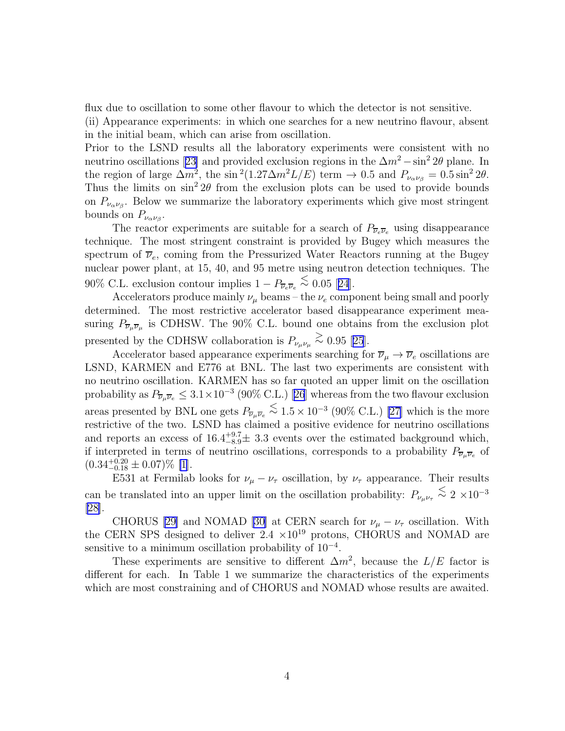flux due to oscillation to some other flavour to which the detector is not sensitive.
(ii) Appearance experiments: in which one searches for a new neutrino flavour, absent in the initial beam, which can arise from oscillation.
Prior to the LSND results all the laboratory experiments were consistent with no neutrino oscillations [23] and provided exclusion regions in the $\Delta m^2 - \sin^2 2\theta$ plane. In the region of large $\Delta m^2$, the $\sin^2(1.27\Delta m^2 L/E)$ term $\to 0.5$ and $P_{\nu_\alpha \nu_\beta} = 0.5 \sin^2 2\theta$. Thus the limits on $\sin^2 2\theta$ from the exclusion plots can be used to provide bounds on $P_{\nu_\alpha \nu_\beta}$. Below we summarize the laboratory experiments which give most stringent bounds on $P_{\nu_\alpha \nu_\beta}$.

The reactor experiments are suitable for a search of $P_{\overline{\nu}_e \overline{\nu}_e}$ using disappearance technique. The most stringent constraint is provided by Bugey which measures the spectrum of $\overline{\nu}_e$, coming from the Pressurized Water Reactors running at the Bugey nuclear power plant, at 15, 40, and 95 metre using neutron detection techniques. The 90% C.L. exclusion contour implies $1 - P_{\overline{\nu}_e \overline{\nu}_e} \lesssim 0.05$ [24].

Accelerators produce mainly $\nu_\mu$ beams – the $\nu_e$ component being small and poorly determined. The most restrictive accelerator based disappearance experiment measuring $P_{\overline{\nu}_\mu \overline{\nu}_\mu}$ is CDHSW. The 90% C.L. bound one obtains from the exclusion plot presented by the CDHSW collaboration is $P_{\nu_\mu \nu_\mu} \gtrsim 0.95$ [25].

Accelerator based appearance experiments searching for $\overline{\nu}_\mu \to \overline{\nu}_e$ oscillations are LSND, KARMEN and E776 at BNL. The last two experiments are consistent with no neutrino oscillation. KARMEN has so far quoted an upper limit on the oscillation probability as $P_{\overline{\nu}_\mu \overline{\nu}_e} \leq 3.1 \times 10^{-3}$ (90% C.L.) [26] whereas from the two flavour exclusion areas presented by BNL one gets $P_{\overline{\nu}_\mu \overline{\nu}_e} \lesssim 1.5 \times 10^{-3}$ (90% C.L.) [27] which is the more restrictive of the two. LSND has claimed a positive evidence for neutrino oscillations and reports an excess of $16.4^{+9.7}_{-8.9} \pm 3.3$ events over the estimated background which, if interpreted in terms of neutrino oscillations, corresponds to a probability $P_{\overline{\nu}_\mu \overline{\nu}_e}$ of $(0.34^{+0.20}_{-0.18} \pm 0.07)\%$ [1].

E531 at Fermilab looks for $\nu_\mu - \nu_\tau$ oscillation, by $\nu_\tau$ appearance. Their results can be translated into an upper limit on the oscillation probability: $P_{\nu_\mu \nu_\tau} \lesssim 2 \times 10^{-3}$ [28].

CHORUS [29] and NOMAD [30] at CERN search for $\nu_\mu - \nu_\tau$ oscillation. With the CERN SPS designed to deliver $2.4 \times 10^{19}$ protons, CHORUS and NOMAD are sensitive to a minimum oscillation probability of $10^{-4}$.

These experiments are sensitive to different $\Delta m^2$, because the $L/E$ factor is different for each. In Table 1 we summarize the characteristics of the experiments which are most constraining and of CHORUS and NOMAD whose results are awaited.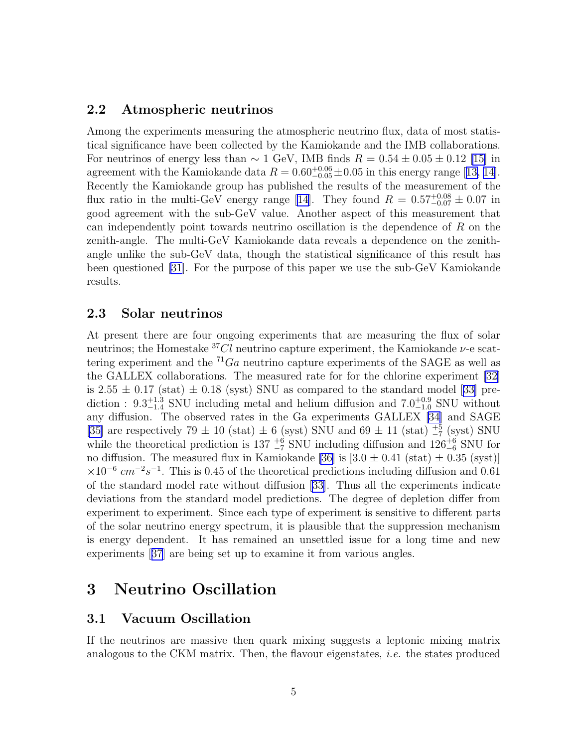### 2.2 Atmospheric neutrinos

Among the experiments measuring the atmospheric neutrino flux, data of most statistical significance have been collected by the Kamiokande and the IMB collaborations. For neutrinos of energy less than $\sim 1$ GeV, IMB finds $R = 0.54 \pm 0.05 \pm 0.12$ [15] in agreement with the Kamiokande data $R = 0.60^{+0.06}_{-0.05} \pm 0.05$ in this energy range [13, 14]. Recently the Kamiokande group has published the results of the measurement of the flux ratio in the multi-GeV energy range [14]. They found $R = 0.57^{+0.08}_{-0.07} \pm 0.07$ in good agreement with the sub-GeV value. Another aspect of this measurement that can independently point towards neutrino oscillation is the dependence of $R$ on the zenith-angle. The multi-GeV Kamiokande data reveals a dependence on the zenith-angle unlike the sub-GeV data, though the statistical significance of this result has been questioned [31]. For the purpose of this paper we use the sub-GeV Kamiokande results.

### 2.3 Solar neutrinos

At present there are four ongoing experiments that are measuring the flux of solar neutrinos; the Homestake $^{37}Cl$ neutrino capture experiment, the Kamiokande $\nu$-e scattering experiment and the $^{71}Ga$ neutrino capture experiments of the SAGE as well as the GALLEX collaborations. The measured rate for for the chlorine experiment [32] is $2.55 \pm 0.17$ (stat) $\pm$ 0.18 (syst) SNU as compared to the standard model [33] prediction : $9.3^{+1.3}_{-1.4}$ SNU including metal and helium diffusion and $7.0^{+0.9}_{-1.0}$ SNU without any diffusion. The observed rates in the Ga experiments GALLEX [34] and SAGE [35] are respectively $79 \pm 10$ (stat) $\pm$ 6 (syst) SNU and $69 \pm 11$ (stat) $^{+5}_{-7}$ (syst) SNU while the theoretical prediction is $137\ ^{+6}_{-7}$ SNU including diffusion and $126^{+6}_{-6}$ SNU for no diffusion. The measured flux in Kamiokande [36] is $[3.0 \pm 0.41$ (stat) $\pm$ 0.35 (syst)$]$ $\times 10^{-6}\ cm^{-2}s^{-1}$. This is 0.45 of the theoretical predictions including diffusion and 0.61 of the standard model rate without diffusion [33]. Thus all the experiments indicate deviations from the standard model predictions. The degree of depletion differ from experiment to experiment. Since each type of experiment is sensitive to different parts of the solar neutrino energy spectrum, it is plausible that the suppression mechanism is energy dependent. It has remained an unsettled issue for a long time and new experiments [37] are being set up to examine it from various angles.

## 3 Neutrino Oscillation

### 3.1 Vacuum Oscillation

If the neutrinos are massive then quark mixing suggests a leptonic mixing matrix analogous to the CKM matrix. Then, the flavour eigenstates, *i.e.* the states produced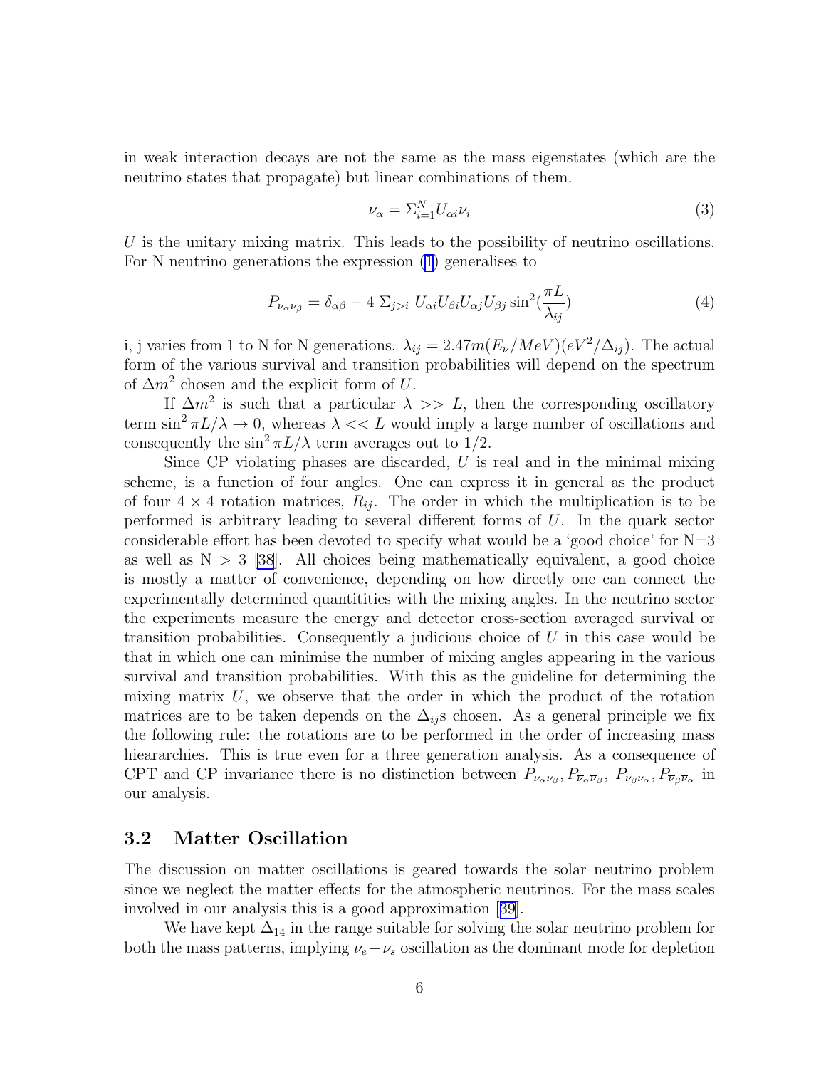in weak interaction decays are not the same as the mass eigenstates (which are the neutrino states that propagate) but linear combinations of them.

$$\nu_\alpha = \Sigma_{i=1}^{N} U_{\alpha i} \nu_i \tag{3}$$

$U$ is the unitary mixing matrix. This leads to the possibility of neutrino oscillations. For N neutrino generations the expression (1) generalises to

$$P_{\nu_\alpha \nu_\beta} = \delta_{\alpha\beta} - 4 \ \Sigma_{j>i} \ U_{\alpha i} U_{\beta i} U_{\alpha j} U_{\beta j} \sin^2(\frac{\pi L}{\lambda_{ij}}) \tag{4}$$

i, j varies from 1 to N for N generations. $\lambda_{ij} = 2.47 m (E_\nu / MeV)(eV^2/\Delta_{ij})$. The actual form of the various survival and transition probabilities will depend on the spectrum of $\Delta m^2$ chosen and the explicit form of $U$.

If $\Delta m^2$ is such that a particular $\lambda >> L$, then the corresponding oscillatory term $\sin^2 \pi L/\lambda \rightarrow 0$, whereas $\lambda << L$ would imply a large number of oscillations and consequently the $\sin^2 \pi L/\lambda$ term averages out to 1/2.

Since CP violating phases are discarded, $U$ is real and in the minimal mixing scheme, is a function of four angles. One can express it in general as the product of four $4 \times 4$ rotation matrices, $R_{ij}$. The order in which the multiplication is to be performed is arbitrary leading to several different forms of $U$. In the quark sector considerable effort has been devoted to specify what would be a 'good choice' for N=3 as well as N > 3 [38]. All choices being mathematically equivalent, a good choice is mostly a matter of convenience, depending on how directly one can connect the experimentally determined quantitities with the mixing angles. In the neutrino sector the experiments measure the energy and detector cross-section averaged survival or transition probabilities. Consequently a judicious choice of $U$ in this case would be that in which one can minimise the number of mixing angles appearing in the various survival and transition probabilities. With this as the guideline for determining the mixing matrix $U$, we observe that the order in which the product of the rotation matrices are to be taken depends on the $\Delta_{ij}$s chosen. As a general principle we fix the following rule: the rotations are to be performed in the order of increasing mass hieararchies. This is true even for a three generation analysis. As a consequence of CPT and CP invariance there is no distinction between $P_{\nu_\alpha \nu_\beta}, P_{\overline{\nu}_\alpha \overline{\nu}_\beta}, P_{\nu_\beta \nu_\alpha}, P_{\overline{\nu}_\beta \overline{\nu}_\alpha}$ in our analysis.

## 3.2 Matter Oscillation

The discussion on matter oscillations is geared towards the solar neutrino problem since we neglect the matter effects for the atmospheric neutrinos. For the mass scales involved in our analysis this is a good approximation [39].

We have kept $\Delta_{14}$ in the range suitable for solving the solar neutrino problem for both the mass patterns, implying $\nu_e - \nu_s$ oscillation as the dominant mode for depletion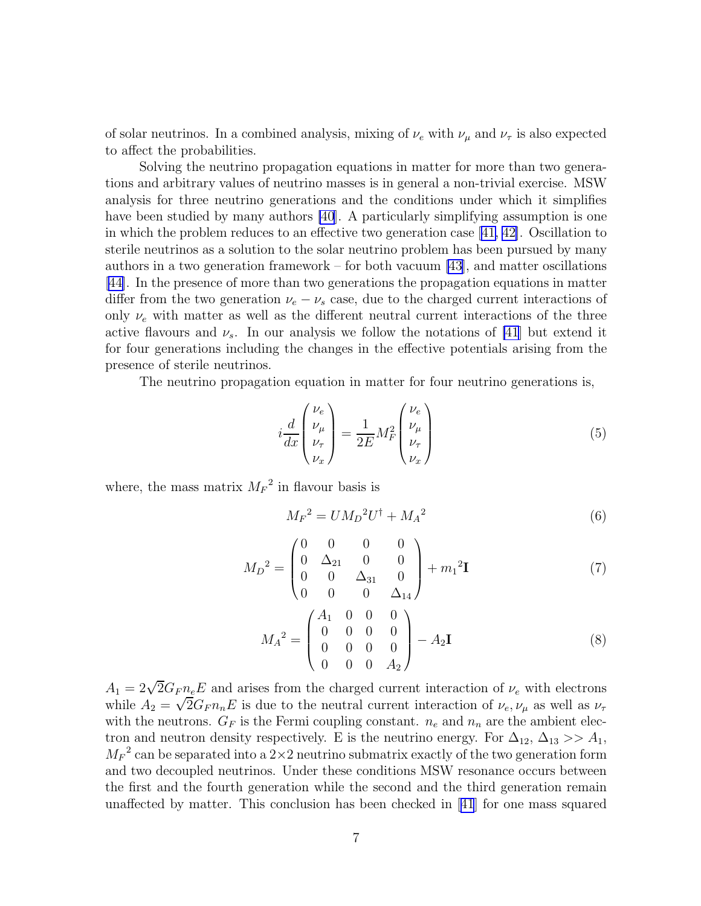of solar neutrinos. In a combined analysis, mixing of $\nu_e$ with $\nu_\mu$ and $\nu_\tau$ is also expected to affect the probabilities.

Solving the neutrino propagation equations in matter for more than two generations and arbitrary values of neutrino masses is in general a non-trivial exercise. MSW analysis for three neutrino generations and the conditions under which it simplifies have been studied by many authors [40]. A particularly simplifying assumption is one in which the problem reduces to an effective two generation case [41, 42]. Oscillation to sterile neutrinos as a solution to the solar neutrino problem has been pursued by many authors in a two generation framework – for both vacuum [43], and matter oscillations [44]. In the presence of more than two generations the propagation equations in matter differ from the two generation $\nu_e - \nu_s$ case, due to the charged current interactions of only $\nu_e$ with matter as well as the different neutral current interactions of the three active flavours and $\nu_s$. In our analysis we follow the notations of [41] but extend it for four generations including the changes in the effective potentials arising from the presence of sterile neutrinos.

The neutrino propagation equation in matter for four neutrino generations is,

$$i\frac{d}{dx}\begin{pmatrix}\nu_e\\ \nu_\mu\\ \nu_\tau\\ \nu_x\end{pmatrix} = \frac{1}{2E}M_F^2\begin{pmatrix}\nu_e\\ \nu_\mu\\ \nu_\tau\\ \nu_x\end{pmatrix} \tag{5}$$

where, the mass matrix ${M_F}^2$ in flavour basis is

$${M_F}^2 = U{M_D}^2U^\dagger + {M_A}^2 \tag{6}$$

$${M_D}^2 = \begin{pmatrix}0 & 0 & 0 & 0\\ 0 & \Delta_{21} & 0 & 0\\ 0 & 0 & \Delta_{31} & 0\\ 0 & 0 & 0 & \Delta_{14}\end{pmatrix} + {m_1}^2\mathbf{I} \tag{7}$$

$${M_A}^2 = \begin{pmatrix}A_1 & 0 & 0 & 0\\ 0 & 0 & 0 & 0\\ 0 & 0 & 0 & 0\\ 0 & 0 & 0 & A_2\end{pmatrix} - A_2\mathbf{I} \tag{8}$$

$A_1 = 2\sqrt{2}G_F n_e E$ and arises from the charged current interaction of $\nu_e$ with electrons while $A_2 = \sqrt{2}G_F n_n E$ is due to the neutral current interaction of $\nu_e, \nu_\mu$ as well as $\nu_\tau$ with the neutrons. $G_F$ is the Fermi coupling constant. $n_e$ and $n_n$ are the ambient electron and neutron density respectively. E is the neutrino energy. For $\Delta_{12}$, $\Delta_{13} >> A_1$, ${M_F}^2$ can be separated into a 2×2 neutrino submatrix exactly of the two generation form and two decoupled neutrinos. Under these conditions MSW resonance occurs between the first and the fourth generation while the second and the third generation remain unaffected by matter. This conclusion has been checked in [41] for one mass squared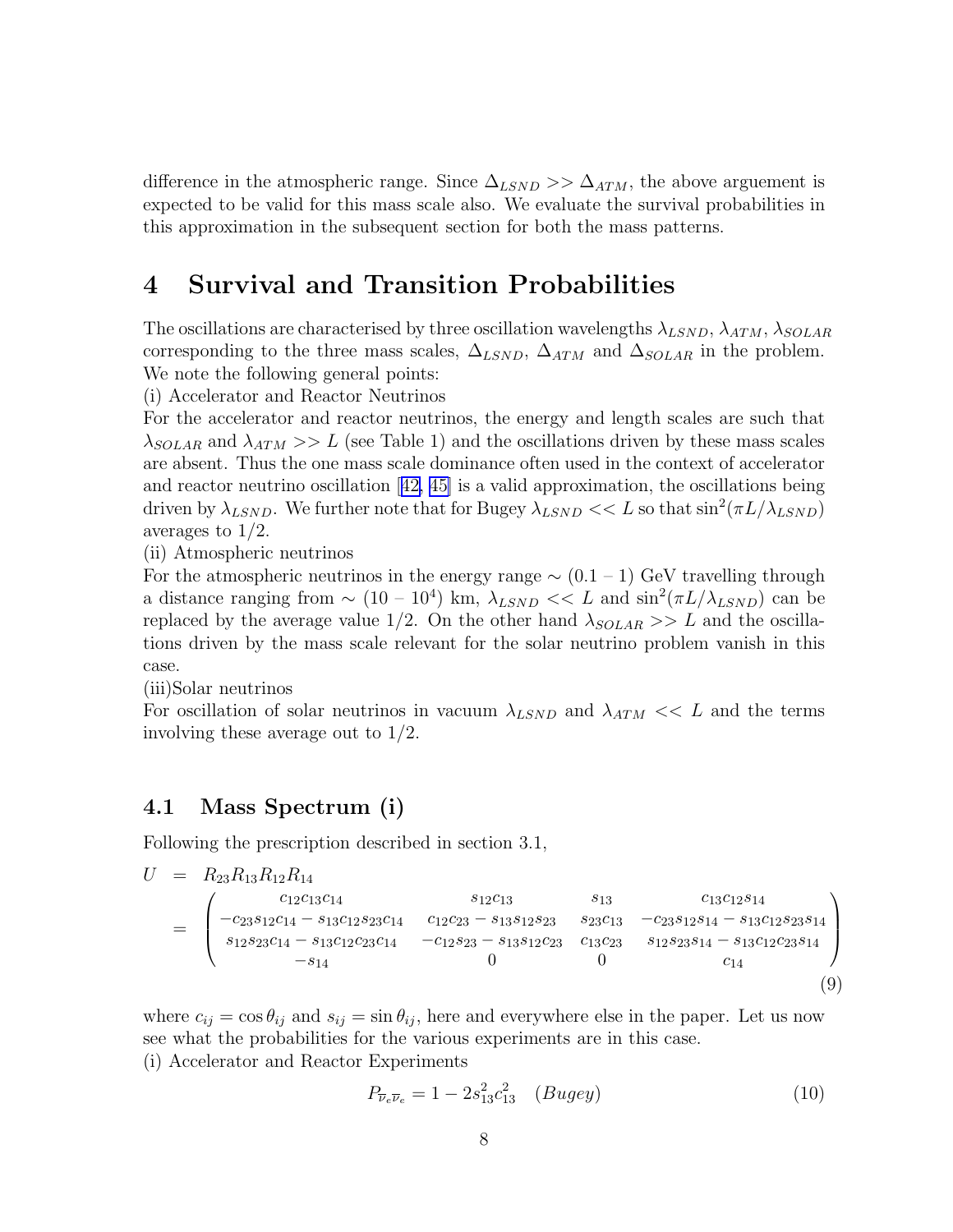difference in the atmospheric range. Since $\Delta_{LSND} >> \Delta_{ATM}$, the above arguement is expected to be valid for this mass scale also. We evaluate the survival probabilities in this approximation in the subsequent section for both the mass patterns.

# 4 Survival and Transition Probabilities

The oscillations are characterised by three oscillation wavelengths $\lambda_{LSND}$, $\lambda_{ATM}$, $\lambda_{SOLAR}$ corresponding to the three mass scales, $\Delta_{LSND}$, $\Delta_{ATM}$ and $\Delta_{SOLAR}$ in the problem. We note the following general points:

(i) Accelerator and Reactor Neutrinos

For the accelerator and reactor neutrinos, the energy and length scales are such that $\lambda_{SOLAR}$ and $\lambda_{ATM} >> L$ (see Table 1) and the oscillations driven by these mass scales are absent. Thus the one mass scale dominance often used in the context of accelerator and reactor neutrino oscillation [42, 45] is a valid approximation, the oscillations being driven by $\lambda_{LSND}$. We further note that for Bugey $\lambda_{LSND} << L$ so that $\sin^2(\pi L/\lambda_{LSND})$ averages to 1/2.

(ii) Atmospheric neutrinos

For the atmospheric neutrinos in the energy range $\sim (0.1 - 1)$ GeV travelling through a distance ranging from $\sim (10 - 10^4)$ km, $\lambda_{LSND} << L$ and $\sin^2(\pi L/\lambda_{LSND})$ can be replaced by the average value 1/2. On the other hand $\lambda_{SOLAR} >> L$ and the oscillations driven by the mass scale relevant for the solar neutrino problem vanish in this case.

(iii)Solar neutrinos

For oscillation of solar neutrinos in vacuum $\lambda_{LSND}$ and $\lambda_{ATM} << L$ and the terms involving these average out to 1/2.

## 4.1 Mass Spectrum (i)

Following the prescription described in section 3.1,

$$
\begin{aligned}
U &= R_{23}R_{13}R_{12}R_{14} \\
&= \begin{pmatrix}
c_{12}c_{13}c_{14} & s_{12}c_{13} & s_{13} & c_{13}c_{12}s_{14} \\
-c_{23}s_{12}c_{14} - s_{13}c_{12}s_{23}c_{14} & c_{12}c_{23} - s_{13}s_{12}s_{23} & s_{23}c_{13} & -c_{23}s_{12}s_{14} - s_{13}c_{12}s_{23}s_{14} \\
s_{12}s_{23}c_{14} - s_{13}c_{12}c_{23}c_{14} & -c_{12}s_{23} - s_{13}s_{12}c_{23} & c_{13}c_{23} & s_{12}s_{23}s_{14} - s_{13}c_{12}c_{23}s_{14} \\
-s_{14} & 0 & 0 & c_{14}
\end{pmatrix}
\end{aligned} \tag{9}
$$

where $c_{ij} = \cos\theta_{ij}$ and $s_{ij} = \sin\theta_{ij}$, here and everywhere else in the paper. Let us now see what the probabilities for the various experiments are in this case.

(i) Accelerator and Reactor Experiments

$$
P_{\overline{\nu}_e\overline{\nu}_e} = 1 - 2s_{13}^2c_{13}^2 \quad (Bugey) \tag{10}
$$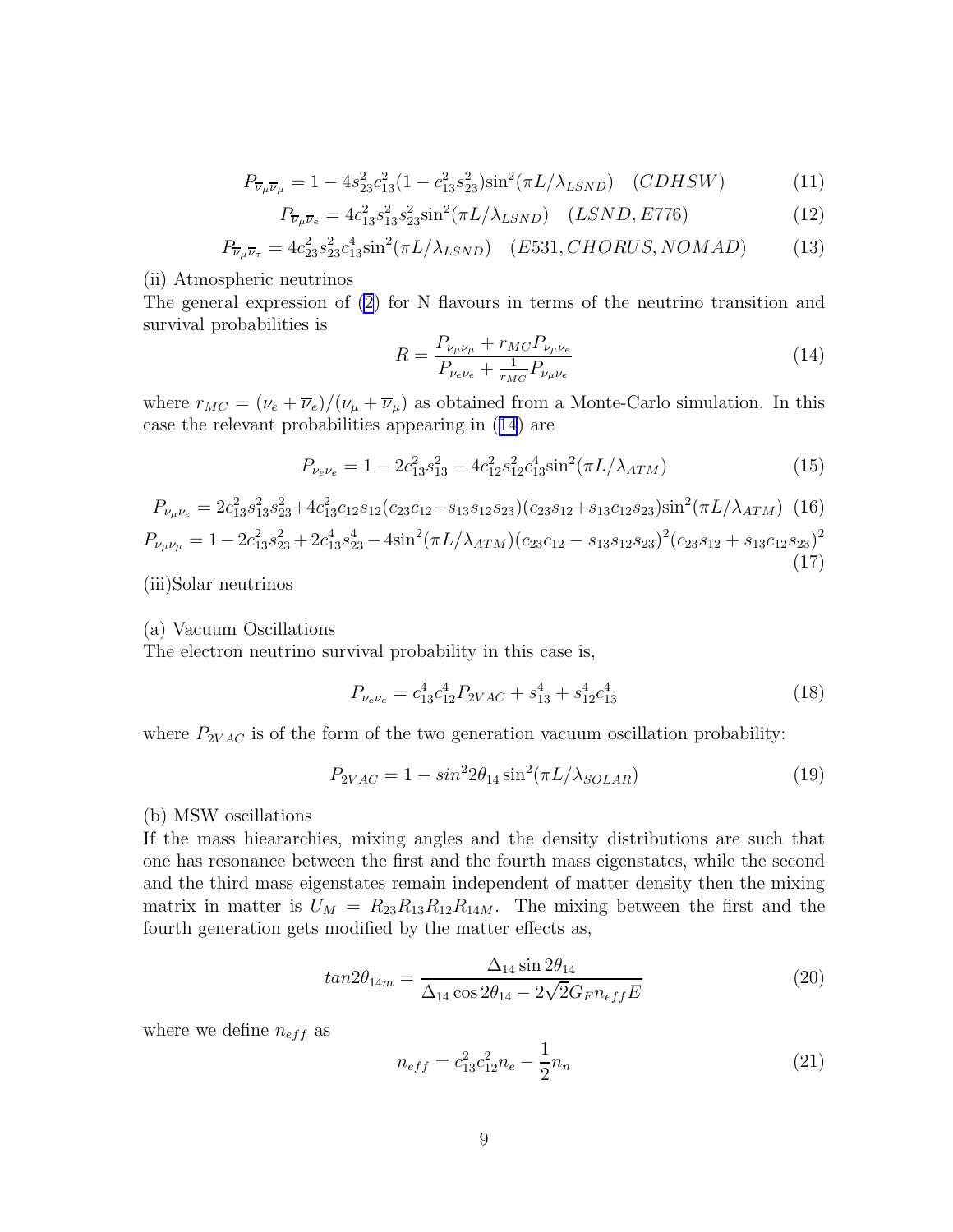$$P_{\overline{\nu}_\mu\overline{\nu}_\mu} = 1 - 4s_{23}^2c_{13}^2(1 - c_{13}^2s_{23}^2)\sin^2(\pi L/\lambda_{LSND}) \quad (CDHSW) \tag{11}$$

$$P_{\overline{\nu}_\mu\overline{\nu}_e} = 4c_{13}^2s_{13}^2s_{23}^2\sin^2(\pi L/\lambda_{LSND}) \quad (LSND, E776) \tag{12}$$

$$P_{\overline{\nu}_\mu\overline{\nu}_\tau} = 4c_{23}^2s_{23}^2c_{13}^4\sin^2(\pi L/\lambda_{LSND}) \quad (E531, CHORUS, NOMAD) \tag{13}$$

(ii) Atmospheric neutrinos

The general expression of (2) for N flavours in terms of the neutrino transition and survival probabilities is

$$R = \frac{P_{\nu_\mu\nu_\mu} + r_{MC}P_{\nu_\mu\nu_e}}{P_{\nu_e\nu_e} + \frac{1}{r_{MC}}P_{\nu_\mu\nu_e}} \tag{14}$$

where $r_{MC} = (\nu_e + \overline{\nu}_e)/(\nu_\mu + \overline{\nu}_\mu)$ as obtained from a Monte-Carlo simulation. In this case the relevant probabilities appearing in (14) are

$$P_{\nu_e\nu_e} = 1 - 2c_{13}^2s_{13}^2 - 4c_{12}^2s_{12}^2c_{13}^4\sin^2(\pi L/\lambda_{ATM}) \tag{15}$$

$$P_{\nu_\mu\nu_e} = 2c_{13}^2s_{13}^2s_{23}^2 + 4c_{13}^2c_{12}s_{12}(c_{23}c_{12} - s_{13}s_{12}s_{23})(c_{23}s_{12} + s_{13}c_{12}s_{23})\sin^2(\pi L/\lambda_{ATM}) \tag{16}$$

$$P_{\nu_\mu\nu_\mu} = 1 - 2c_{13}^2s_{23}^2 + 2c_{13}^4s_{23}^4 - 4\sin^2(\pi L/\lambda_{ATM})(c_{23}c_{12} - s_{13}s_{12}s_{23})^2(c_{23}s_{12} + s_{13}c_{12}s_{23})^2 \tag{17}$$

(iii)Solar neutrinos

(a) Vacuum Oscillations

The electron neutrino survival probability in this case is,

$$P_{\nu_e\nu_e} = c_{13}^4c_{12}^4P_{2VAC} + s_{13}^4 + s_{12}^4c_{13}^4 \tag{18}$$

where $P_{2VAC}$ is of the form of the two generation vacuum oscillation probability:

$$P_{2VAC} = 1 - sin^2 2\theta_{14}\sin^2(\pi L/\lambda_{SOLAR}) \tag{19}$$

(b) MSW oscillations

If the mass hieararchies, mixing angles and the density distributions are such that one has resonance between the first and the fourth mass eigenstates, while the second and the third mass eigenstates remain independent of matter density then the mixing matrix in matter is $U_M = R_{23}R_{13}R_{12}R_{14M}$. The mixing between the first and the fourth generation gets modified by the matter effects as,

$$tan 2\theta_{14m} = \frac{\Delta_{14}\sin 2\theta_{14}}{\Delta_{14}\cos 2\theta_{14} - 2\sqrt{2}G_F n_{eff}E} \tag{20}$$

where we define $n_{eff}$ as

$$n_{eff} = c_{13}^2c_{12}^2n_e - \frac{1}{2}n_n \tag{21}$$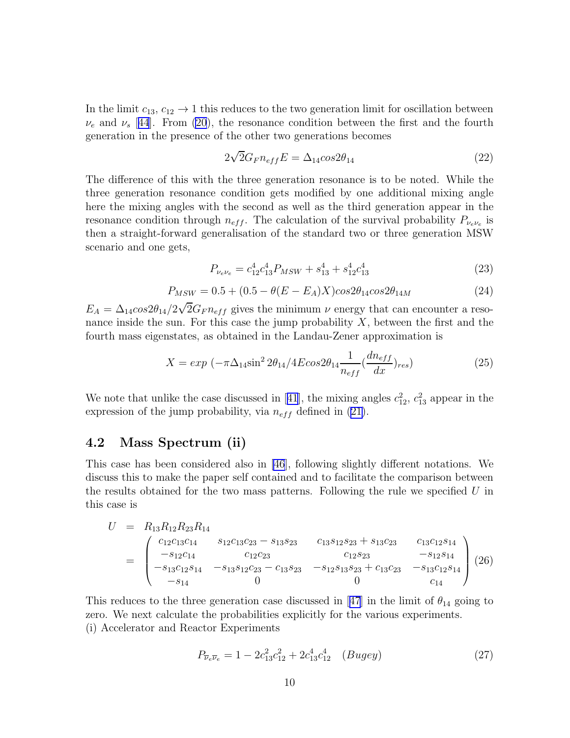In the limit $c_{13}$, $c_{12} \to 1$ this reduces to the two generation limit for oscillation between $\nu_e$ and $\nu_s$ [44]. From (20), the resonance condition between the first and the fourth generation in the presence of the other two generations becomes

$$2\sqrt{2}G_F n_{eff} E = \Delta_{14} cos2\theta_{14} \tag{22}$$

The difference of this with the three generation resonance is to be noted. While the three generation resonance condition gets modified by one additional mixing angle here the mixing angles with the second as well as the third generation appear in the resonance condition through $n_{eff}$. The calculation of the survival probability $P_{\nu_e\nu_e}$ is then a straight-forward generalisation of the standard two or three generation MSW scenario and one gets,

$$P_{\nu_e\nu_e} = c_{12}^4 c_{13}^4 P_{MSW} + s_{13}^4 + s_{12}^4 c_{13}^4 \tag{23}$$

$$P_{MSW} = 0.5 + (0.5 - \theta(E - E_A)X) cos2\theta_{14} cos2\theta_{14M} \tag{24}$$

$E_A = \Delta_{14} cos2\theta_{14}/2\sqrt{2}G_F n_{eff}$ gives the minimum $\nu$ energy that can encounter a resonance inside the sun. For this case the jump probability $X$, between the first and the fourth mass eigenstates, as obtained in the Landau-Zener approximation is

$$X = exp\ (-\pi\Delta_{14}\sin^2 2\theta_{14}/4E cos2\theta_{14} \frac{1}{n_{eff}} (\frac{dn_{eff}}{dx})_{res}) \tag{25}$$

We note that unlike the case discussed in [41], the mixing angles $c_{12}^2$, $c_{13}^2$ appear in the expression of the jump probability, via $n_{eff}$ defined in (21).

## 4.2 Mass Spectrum (ii)

This case has been considered also in [46], following slightly different notations. We discuss this to make the paper self contained and to facilitate the comparison between the results obtained for the two mass patterns. Following the rule we specified $U$ in this case is

$$\begin{aligned} U &= R_{13}R_{12}R_{23}R_{14} \\ &= \begin{pmatrix} c_{12}c_{13}c_{14} & s_{12}c_{13}c_{23} - s_{13}s_{23} & c_{13}s_{12}s_{23} + s_{13}c_{23} & c_{13}c_{12}s_{14} \\ -s_{12}c_{14} & c_{12}c_{23} & c_{12}s_{23} & -s_{12}s_{14} \\ -s_{13}c_{12}s_{14} & -s_{13}s_{12}c_{23} - c_{13}s_{23} & -s_{12}s_{13}s_{23} + c_{13}c_{23} & -s_{13}c_{12}s_{14} \\ -s_{14} & 0 & 0 & c_{14} \end{pmatrix} \end{aligned} \tag{26}$$

This reduces to the three generation case discussed in [47] in the limit of $\theta_{14}$ going to zero. We next calculate the probabilities explicitly for the various experiments.

(i) Accelerator and Reactor Experiments

$$P_{\overline{\nu}_e\overline{\nu}_e} = 1 - 2c_{13}^2 c_{12}^2 + 2c_{13}^4 c_{12}^4 \quad (Bugey) \tag{27}$$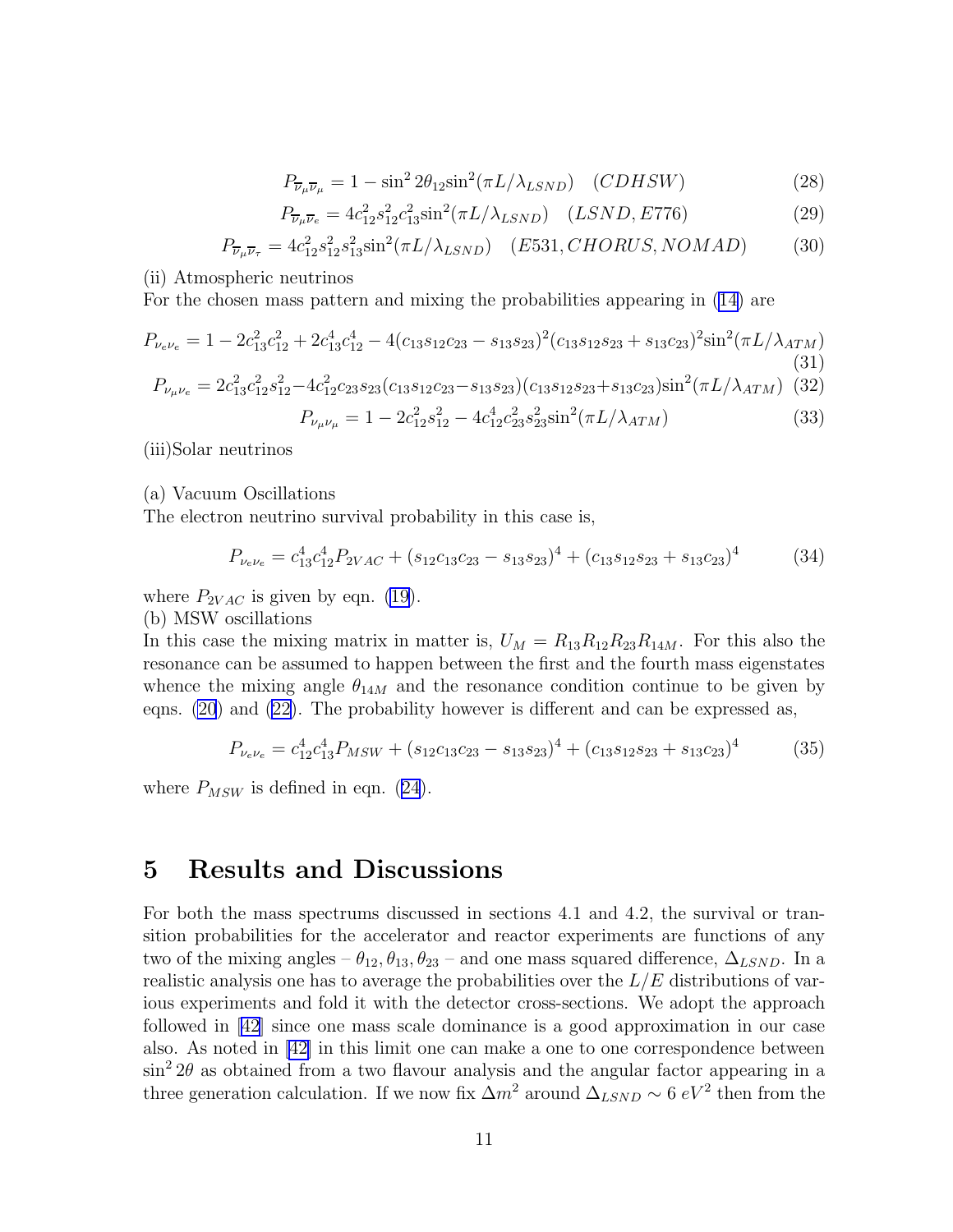$$P_{\overline{\nu}_\mu \overline{\nu}_\mu} = 1 - \sin^2 2\theta_{12} \sin^2(\pi L/\lambda_{LSND}) \quad (CDHSW) \tag{28}$$

$$P_{\overline{\nu}_\mu \overline{\nu}_e} = 4c_{12}^2 s_{12}^2 c_{13}^2 \sin^2(\pi L/\lambda_{LSND}) \quad (LSND, E776) \tag{29}$$

$$P_{\overline{\nu}_\mu \overline{\nu}_\tau} = 4c_{12}^2 s_{12}^2 s_{13}^2 \sin^2(\pi L/\lambda_{LSND}) \quad (E531, CHORUS, NOMAD) \tag{30}$$

(ii) Atmospheric neutrinos

For the chosen mass pattern and mixing the probabilities appearing in (14) are

$$P_{\nu_e \nu_e} = 1 - 2c_{13}^2 c_{12}^2 + 2c_{13}^4 c_{12}^4 - 4(c_{13}s_{12}c_{23} - s_{13}s_{23})^2 (c_{13}s_{12}s_{23} + s_{13}c_{23})^2 \sin^2(\pi L/\lambda_{ATM}) \tag{31}$$

$$P_{\nu_\mu \nu_e} = 2c_{13}^2 c_{12}^2 s_{12}^2 - 4c_{12}^2 c_{23} s_{23}(c_{13}s_{12}c_{23} - s_{13}s_{23})(c_{13}s_{12}s_{23} + s_{13}c_{23}) \sin^2(\pi L/\lambda_{ATM}) \tag{32}$$

$$P_{\nu_\mu \nu_\mu} = 1 - 2c_{12}^2 s_{12}^2 - 4c_{12}^4 c_{23}^2 s_{23}^2 \sin^2(\pi L/\lambda_{ATM}) \tag{33}$$

(iii)Solar neutrinos

(a) Vacuum Oscillations

The electron neutrino survival probability in this case is,

$$P_{\nu_e \nu_e} = c_{13}^4 c_{12}^4 P_{2VAC} + (s_{12}c_{13}c_{23} - s_{13}s_{23})^4 + (c_{13}s_{12}s_{23} + s_{13}c_{23})^4 \tag{34}$$

where $P_{2VAC}$ is given by eqn. (19).

(b) MSW oscillations

In this case the mixing matrix in matter is, $U_M = R_{13}R_{12}R_{23}R_{14M}$. For this also the resonance can be assumed to happen between the first and the fourth mass eigenstates whence the mixing angle $\theta_{14M}$ and the resonance condition continue to be given by eqns. (20) and (22). The probability however is different and can be expressed as,

$$P_{\nu_e \nu_e} = c_{12}^4 c_{13}^4 P_{MSW} + (s_{12}c_{13}c_{23} - s_{13}s_{23})^4 + (c_{13}s_{12}s_{23} + s_{13}c_{23})^4 \tag{35}$$

where $P_{MSW}$ is defined in eqn. (24).

# 5 Results and Discussions

For both the mass spectrums discussed in sections 4.1 and 4.2, the survival or transition probabilities for the accelerator and reactor experiments are functions of any two of the mixing angles – $\theta_{12}, \theta_{13}, \theta_{23}$ – and one mass squared difference, $\Delta_{LSND}$. In a realistic analysis one has to average the probabilities over the $L/E$ distributions of various experiments and fold it with the detector cross-sections. We adopt the approach followed in [42] since one mass scale dominance is a good approximation in our case also. As noted in [42] in this limit one can make a one to one correspondence between $\sin^2 2\theta$ as obtained from a two flavour analysis and the angular factor appearing in a three generation calculation. If we now fix $\Delta m^2$ around $\Delta_{LSND} \sim 6\ eV^2$ then from the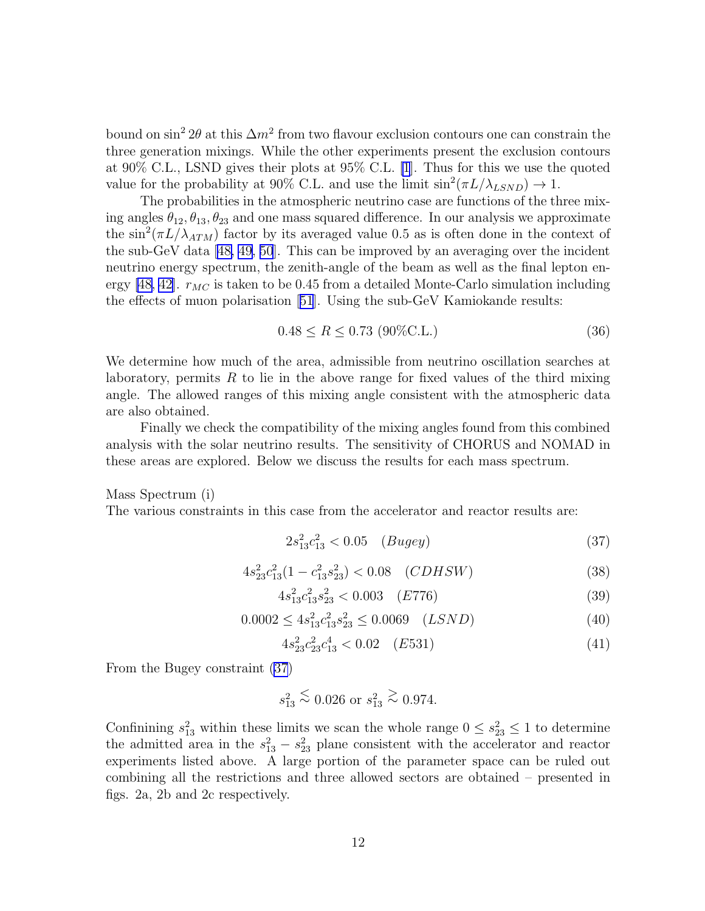bound on $\sin^2 2\theta$ at this $\Delta m^2$ from two flavour exclusion contours one can constrain the three generation mixings. While the other experiments present the exclusion contours at 90% C.L., LSND gives their plots at 95% C.L. [1]. Thus for this we use the quoted value for the probability at 90% C.L. and use the limit $\sin^2(\pi L/\lambda_{LSND}) \to 1$.

The probabilities in the atmospheric neutrino case are functions of the three mixing angles $\theta_{12}, \theta_{13}, \theta_{23}$ and one mass squared difference. In our analysis we approximate the $\sin^2(\pi L/\lambda_{ATM})$ factor by its averaged value 0.5 as is often done in the context of the sub-GeV data [48, 49, 50]. This can be improved by an averaging over the incident neutrino energy spectrum, the zenith-angle of the beam as well as the final lepton energy [48, 42]. $r_{MC}$ is taken to be 0.45 from a detailed Monte-Carlo simulation including the effects of muon polarisation [51]. Using the sub-GeV Kamiokande results:

$$0.48 \leq R \leq 0.73 \text{ (90\%C.L.)} \tag{36}$$

We determine how much of the area, admissible from neutrino oscillation searches at laboratory, permits $R$ to lie in the above range for fixed values of the third mixing angle. The allowed ranges of this mixing angle consistent with the atmospheric data are also obtained.

Finally we check the compatibility of the mixing angles found from this combined analysis with the solar neutrino results. The sensitivity of CHORUS and NOMAD in these areas are explored. Below we discuss the results for each mass spectrum.

Mass Spectrum (i)

The various constraints in this case from the accelerator and reactor results are:

$$2s_{13}^2 c_{13}^2 < 0.05 \quad (Bugey) \tag{37}$$

$$4s_{23}^2 c_{13}^2 (1 - c_{13}^2 s_{23}^2) < 0.08 \quad (CDHSW) \tag{38}$$

$$4s_{13}^2 c_{13}^2 s_{23}^2 < 0.003 \quad (E776) \tag{39}$$

$$0.0002 \leq 4s_{13}^2 c_{13}^2 s_{23}^2 \leq 0.0069 \quad (LSND) \tag{40}$$

$$4s_{23}^2 c_{23}^2 c_{13}^4 < 0.02 \quad (E531) \tag{41}$$

From the Bugey constraint (37)

$$s_{13}^2 \lesssim 0.026 \text{ or } s_{13}^2 \gtrsim 0.974.$$

Confinining $s_{13}^2$ within these limits we scan the whole range $0 \leq s_{23}^2 \leq 1$ to determine the admitted area in the $s_{13}^2 - s_{23}^2$ plane consistent with the accelerator and reactor experiments listed above. A large portion of the parameter space can be ruled out combining all the restrictions and three allowed sectors are obtained – presented in figs. 2a, 2b and 2c respectively.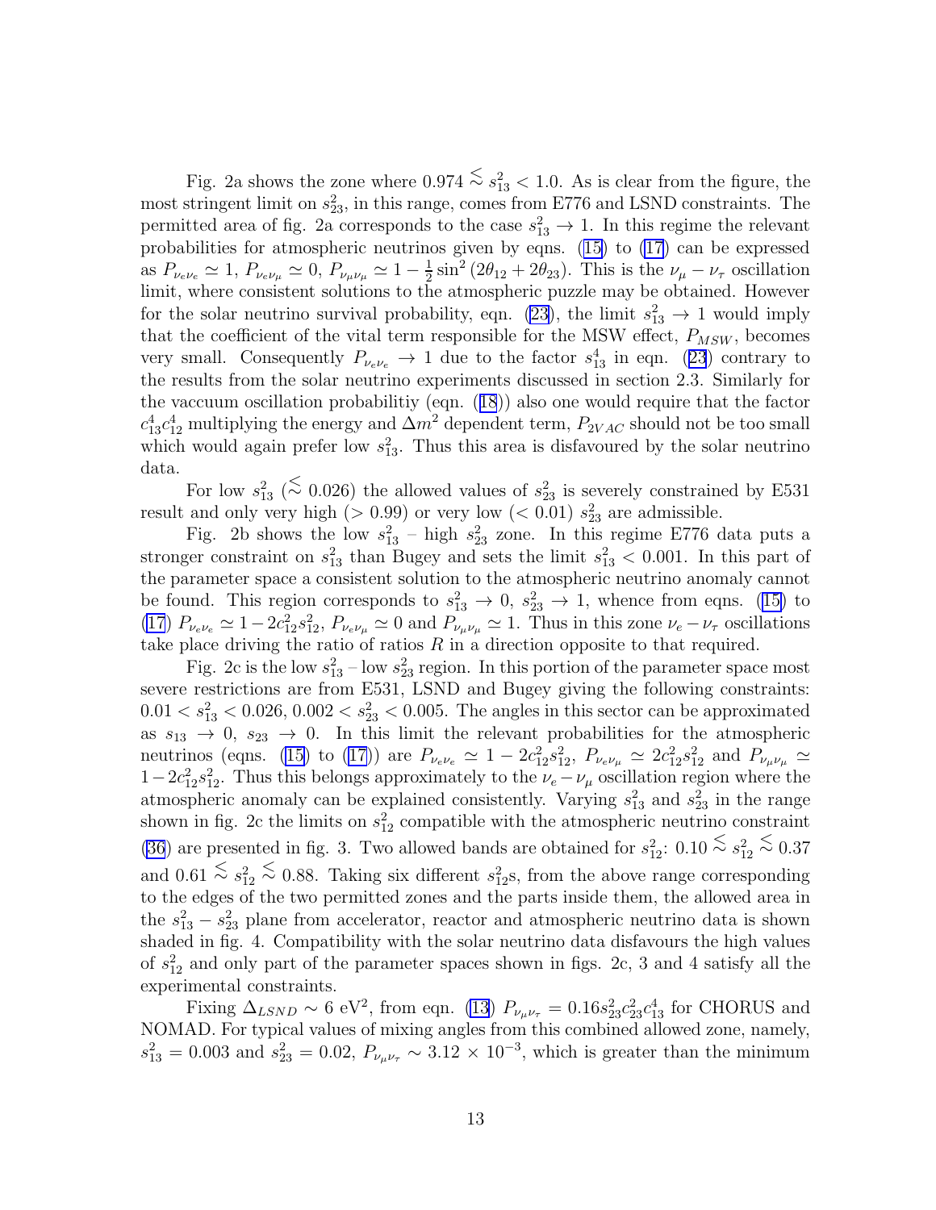Fig. 2a shows the zone where $0.974 \lesssim s_{13}^2 < 1.0$. As is clear from the figure, the most stringent limit on $s_{23}^2$, in this range, comes from E776 and LSND constraints. The permitted area of fig. 2a corresponds to the case $s_{13}^2 \to 1$. In this regime the relevant probabilities for atmospheric neutrinos given by eqns. (15) to (17) can be expressed as $P_{\nu_e\nu_e} \simeq 1$, $P_{\nu_e\nu_\mu} \simeq 0$, $P_{\nu_\mu\nu_\mu} \simeq 1 - \frac{1}{2}\sin^2(2\theta_{12} + 2\theta_{23})$. This is the $\nu_\mu - \nu_\tau$ oscillation limit, where consistent solutions to the atmospheric puzzle may be obtained. However for the solar neutrino survival probability, eqn. (23), the limit $s_{13}^2 \to 1$ would imply that the coefficient of the vital term responsible for the MSW effect, $P_{MSW}$, becomes very small. Consequently $P_{\nu_e\nu_e} \to 1$ due to the factor $s_{13}^4$ in eqn. (23) contrary to the results from the solar neutrino experiments discussed in section 2.3. Similarly for the vaccuum oscillation probabilitiy (eqn. (18)) also one would require that the factor $c_{13}^4 c_{12}^4$ multiplying the energy and $\Delta m^2$ dependent term, $P_{2VAC}$ should not be too small which would again prefer low $s_{13}^2$. Thus this area is disfavoured by the solar neutrino data.

For low $s_{13}^2$ ($\lesssim 0.026$) the allowed values of $s_{23}^2$ is severely constrained by E531 result and only very high ($> 0.99$) or very low ($< 0.01$) $s_{23}^2$ are admissible.

Fig. 2b shows the low $s_{13}^2$ – high $s_{23}^2$ zone. In this regime E776 data puts a stronger constraint on $s_{13}^2$ than Bugey and sets the limit $s_{13}^2 < 0.001$. In this part of the parameter space a consistent solution to the atmospheric neutrino anomaly cannot be found. This region corresponds to $s_{13}^2 \to 0$, $s_{23}^2 \to 1$, whence from eqns. (15) to (17) $P_{\nu_e\nu_e} \simeq 1 - 2c_{12}^2 s_{12}^2$, $P_{\nu_e\nu_\mu} \simeq 0$ and $P_{\nu_\mu\nu_\mu} \simeq 1$. Thus in this zone $\nu_e - \nu_\tau$ oscillations take place driving the ratio of ratios $R$ in a direction opposite to that required.

Fig. 2c is the low $s_{13}^2$ – low $s_{23}^2$ region. In this portion of the parameter space most severe restrictions are from E531, LSND and Bugey giving the following constraints: $0.01 < s_{13}^2 < 0.026$, $0.002 < s_{23}^2 < 0.005$. The angles in this sector can be approximated as $s_{13} \to 0$, $s_{23} \to 0$. In this limit the relevant probabilities for the atmospheric neutrinos (eqns. (15) to (17)) are $P_{\nu_e\nu_e} \simeq 1 - 2c_{12}^2 s_{12}^2$, $P_{\nu_e\nu_\mu} \simeq 2c_{12}^2 s_{12}^2$ and $P_{\nu_\mu\nu_\mu} \simeq 1 - 2c_{12}^2 s_{12}^2$. Thus this belongs approximately to the $\nu_e - \nu_\mu$ oscillation region where the atmospheric anomaly can be explained consistently. Varying $s_{13}^2$ and $s_{23}^2$ in the range shown in fig. 2c the limits on $s_{12}^2$ compatible with the atmospheric neutrino constraint (36) are presented in fig. 3. Two allowed bands are obtained for $s_{12}^2$: $0.10 \lesssim s_{12}^2 \lesssim 0.37$ and $0.61 \lesssim s_{12}^2 \lesssim 0.88$. Taking six different $s_{12}^2$s, from the above range corresponding to the edges of the two permitted zones and the parts inside them, the allowed area in the $s_{13}^2 - s_{23}^2$ plane from accelerator, reactor and atmospheric neutrino data is shown shaded in fig. 4. Compatibility with the solar neutrino data disfavours the high values of $s_{12}^2$ and only part of the parameter spaces shown in figs. 2c, 3 and 4 satisfy all the experimental constraints.

Fixing $\Delta_{LSND} \sim 6$ eV$^2$, from eqn. (13) $P_{\nu_\mu\nu_\tau} = 0.16 s_{23}^2 c_{23}^2 c_{13}^4$ for CHORUS and NOMAD. For typical values of mixing angles from this combined allowed zone, namely, $s_{13}^2 = 0.003$ and $s_{23}^2 = 0.02$, $P_{\nu_\mu\nu_\tau} \sim 3.12 \times 10^{-3}$, which is greater than the minimum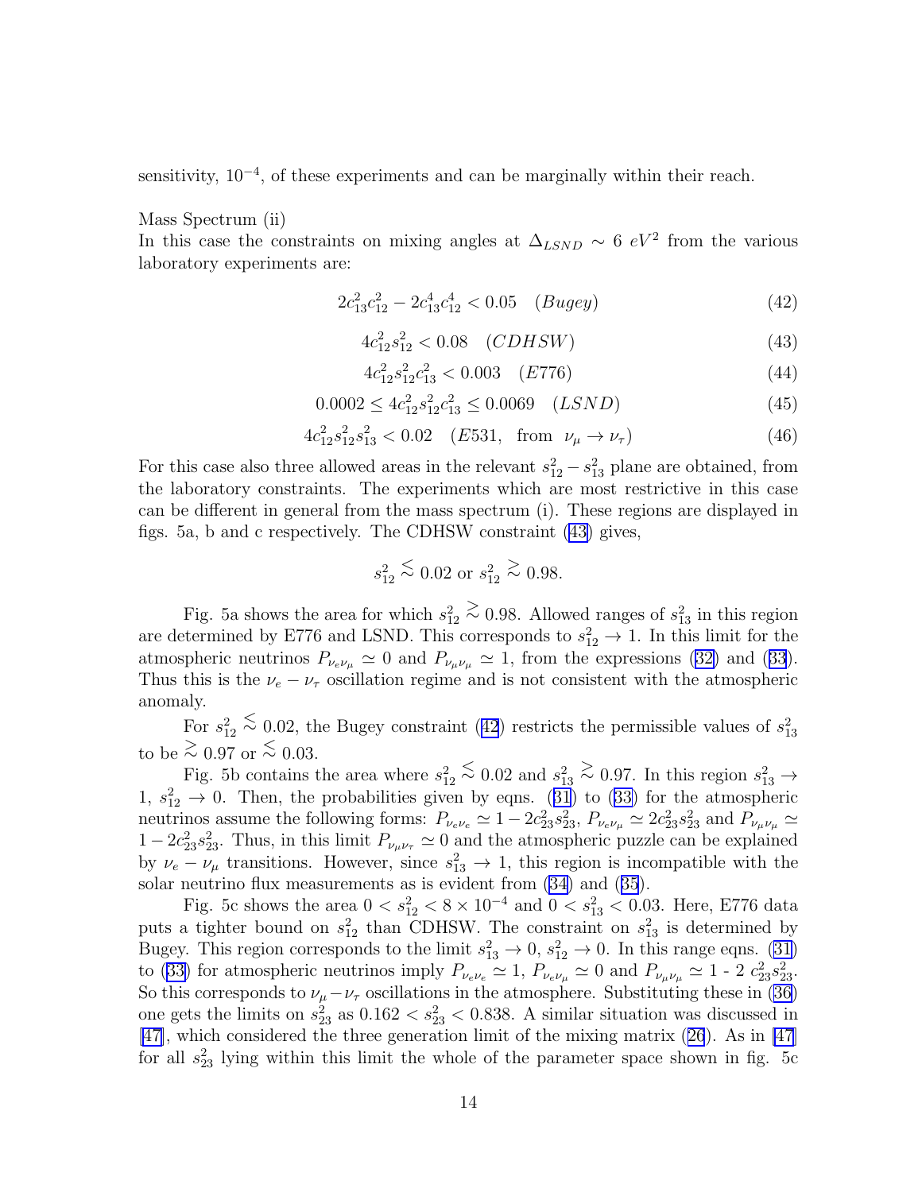sensitivity, $10^{-4}$, of these experiments and can be marginally within their reach.

Mass Spectrum (ii)
In this case the constraints on mixing angles at $\Delta_{LSND} \sim 6\ eV^2$ from the various laboratory experiments are:

$$2c_{13}^2 c_{12}^2 - 2c_{13}^4 c_{12}^4 < 0.05 \quad (Bugey) \tag{42}$$

$$4c_{12}^2 s_{12}^2 < 0.08 \quad (CDHSW) \tag{43}$$

$$4c_{12}^2 s_{12}^2 c_{13}^2 < 0.003 \quad (E776) \tag{44}$$

$$0.0002 \leq 4c_{12}^2 s_{12}^2 c_{13}^2 \leq 0.0069 \quad (LSND) \tag{45}$$

$$4c_{12}^2 s_{12}^2 s_{13}^2 < 0.02 \quad (E531, \text{ from } \nu_\mu \rightarrow \nu_\tau) \tag{46}$$

For this case also three allowed areas in the relevant $s_{12}^2 - s_{13}^2$ plane are obtained, from the laboratory constraints. The experiments which are most restrictive in this case can be different in general from the mass spectrum (i). These regions are displayed in figs. 5a, b and c respectively. The CDHSW constraint (43) gives,

$$s_{12}^2 \stackrel{<}{\sim} 0.02 \text{ or } s_{12}^2 \stackrel{>}{\sim} 0.98.$$

Fig. 5a shows the area for which $s_{12}^2 \stackrel{>}{\sim} 0.98$. Allowed ranges of $s_{13}^2$ in this region are determined by E776 and LSND. This corresponds to $s_{12}^2 \rightarrow 1$. In this limit for the atmospheric neutrinos $P_{\nu_e \nu_\mu} \simeq 0$ and $P_{\nu_\mu \nu_\mu} \simeq 1$, from the expressions (32) and (33). Thus this is the $\nu_e - \nu_\tau$ oscillation regime and is not consistent with the atmospheric anomaly.

For $s_{12}^2 \stackrel{<}{\sim} 0.02$, the Bugey constraint (42) restricts the permissible values of $s_{13}^2$ to be $\stackrel{>}{\sim} 0.97$ or $\stackrel{<}{\sim} 0.03$.

Fig. 5b contains the area where $s_{12}^2 \stackrel{<}{\sim} 0.02$ and $s_{13}^2 \stackrel{>}{\sim} 0.97$. In this region $s_{13}^2 \rightarrow 1$, $s_{12}^2 \rightarrow 0$. Then, the probabilities given by eqns. (31) to (33) for the atmospheric neutrinos assume the following forms: $P_{\nu_e \nu_e} \simeq 1 - 2c_{23}^2 s_{23}^2$, $P_{\nu_e \nu_\mu} \simeq 2c_{23}^2 s_{23}^2$ and $P_{\nu_\mu \nu_\mu} \simeq 1 - 2c_{23}^2 s_{23}^2$. Thus, in this limit $P_{\nu_\mu \nu_\tau} \simeq 0$ and the atmospheric puzzle can be explained by $\nu_e - \nu_\mu$ transitions. However, since $s_{13}^2 \rightarrow 1$, this region is incompatible with the solar neutrino flux measurements as is evident from (34) and (35).

Fig. 5c shows the area $0 < s_{12}^2 < 8 \times 10^{-4}$ and $0 < s_{13}^2 < 0.03$. Here, E776 data puts a tighter bound on $s_{12}^2$ than CDHSW. The constraint on $s_{13}^2$ is determined by Bugey. This region corresponds to the limit $s_{13}^2 \rightarrow 0$, $s_{12}^2 \rightarrow 0$. In this range eqns. (31) to (33) for atmospheric neutrinos imply $P_{\nu_e \nu_e} \simeq 1$, $P_{\nu_e \nu_\mu} \simeq 0$ and $P_{\nu_\mu \nu_\mu} \simeq 1 - 2\, c_{23}^2 s_{23}^2$. So this corresponds to $\nu_\mu - \nu_\tau$ oscillations in the atmosphere. Substituting these in (36) one gets the limits on $s_{23}^2$ as $0.162 < s_{23}^2 < 0.838$. A similar situation was discussed in [47], which considered the three generation limit of the mixing matrix (26). As in [47] for all $s_{23}^2$ lying within this limit the whole of the parameter space shown in fig. 5c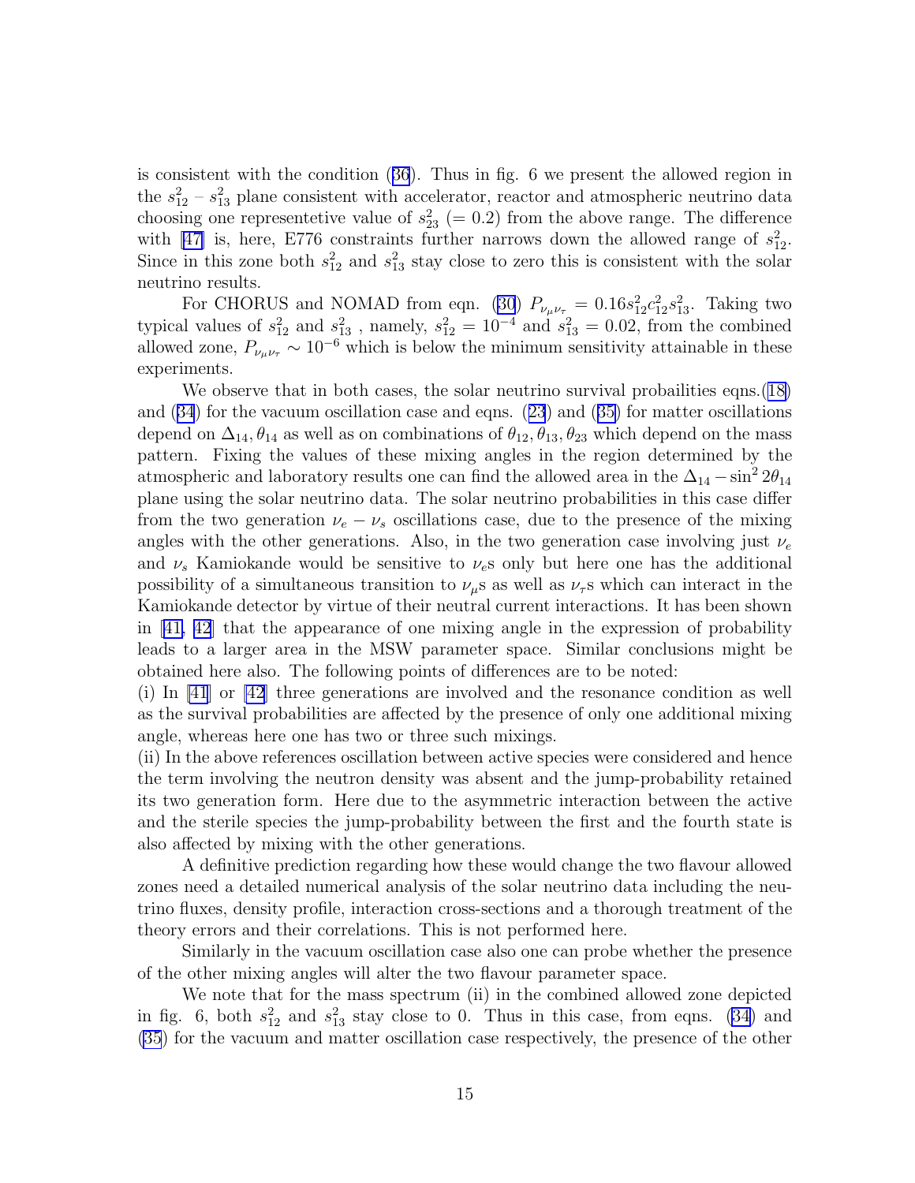is consistent with the condition (36). Thus in fig. 6 we present the allowed region in the $s_{12}^2$ – $s_{13}^2$ plane consistent with accelerator, reactor and atmospheric neutrino data choosing one representetive value of $s_{23}^2$ ($= 0.2$) from the above range. The difference with [47] is, here, E776 constraints further narrows down the allowed range of $s_{12}^2$. Since in this zone both $s_{12}^2$ and $s_{13}^2$ stay close to zero this is consistent with the solar neutrino results.

For CHORUS and NOMAD from eqn. (30) $P_{\nu_\mu \nu_\tau} = 0.16 s_{12}^2 c_{12}^2 s_{13}^2$. Taking two typical values of $s_{12}^2$ and $s_{13}^2$ , namely, $s_{12}^2 = 10^{-4}$ and $s_{13}^2 = 0.02$, from the combined allowed zone, $P_{\nu_\mu \nu_\tau} \sim 10^{-6}$ which is below the minimum sensitivity attainable in these experiments.

We observe that in both cases, the solar neutrino survival probailities eqns.(18) and (34) for the vacuum oscillation case and eqns. (23) and (35) for matter oscillations depend on $\Delta_{14}, \theta_{14}$ as well as on combinations of $\theta_{12}, \theta_{13}, \theta_{23}$ which depend on the mass pattern. Fixing the values of these mixing angles in the region determined by the atmospheric and laboratory results one can find the allowed area in the $\Delta_{14} - \sin^2 2\theta_{14}$ plane using the solar neutrino data. The solar neutrino probabilities in this case differ from the two generation $\nu_e - \nu_s$ oscillations case, due to the presence of the mixing angles with the other generations. Also, in the two generation case involving just $\nu_e$ and $\nu_s$ Kamiokande would be sensitive to $\nu_e$s only but here one has the additional possibility of a simultaneous transition to $\nu_\mu$s as well as $\nu_\tau$s which can interact in the Kamiokande detector by virtue of their neutral current interactions. It has been shown in [41, 42] that the appearance of one mixing angle in the expression of probability leads to a larger area in the MSW parameter space. Similar conclusions might be obtained here also. The following points of differences are to be noted:

(i) In [41] or [42] three generations are involved and the resonance condition as well as the survival probabilities are affected by the presence of only one additional mixing angle, whereas here one has two or three such mixings.

(ii) In the above references oscillation between active species were considered and hence the term involving the neutron density was absent and the jump-probability retained its two generation form. Here due to the asymmetric interaction between the active and the sterile species the jump-probability between the first and the fourth state is also affected by mixing with the other generations.

A definitive prediction regarding how these would change the two flavour allowed zones need a detailed numerical analysis of the solar neutrino data including the neutrino fluxes, density profile, interaction cross-sections and a thorough treatment of the theory errors and their correlations. This is not performed here.

Similarly in the vacuum oscillation case also one can probe whether the presence of the other mixing angles will alter the two flavour parameter space.

We note that for the mass spectrum (ii) in the combined allowed zone depicted in fig. 6, both $s_{12}^2$ and $s_{13}^2$ stay close to 0. Thus in this case, from eqns. (34) and (35) for the vacuum and matter oscillation case respectively, the presence of the other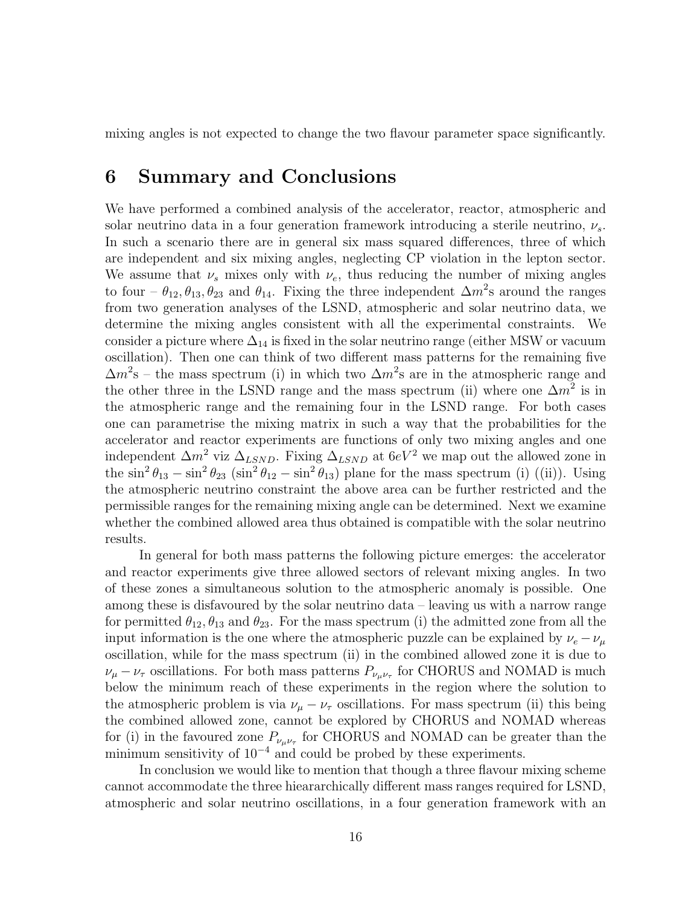mixing angles is not expected to change the two flavour parameter space significantly.

# 6 Summary and Conclusions

We have performed a combined analysis of the accelerator, reactor, atmospheric and solar neutrino data in a four generation framework introducing a sterile neutrino, $\nu_s$. In such a scenario there are in general six mass squared differences, three of which are independent and six mixing angles, neglecting CP violation in the lepton sector. We assume that $\nu_s$ mixes only with $\nu_e$, thus reducing the number of mixing angles to four – $\theta_{12}, \theta_{13}, \theta_{23}$ and $\theta_{14}$. Fixing the three independent $\Delta m^2$s around the ranges from two generation analyses of the LSND, atmospheric and solar neutrino data, we determine the mixing angles consistent with all the experimental constraints. We consider a picture where $\Delta_{14}$ is fixed in the solar neutrino range (either MSW or vacuum oscillation). Then one can think of two different mass patterns for the remaining five $\Delta m^2$s – the mass spectrum (i) in which two $\Delta m^2$s are in the atmospheric range and the other three in the LSND range and the mass spectrum (ii) where one $\Delta m^2$ is in the atmospheric range and the remaining four in the LSND range. For both cases one can parametrise the mixing matrix in such a way that the probabilities for the accelerator and reactor experiments are functions of only two mixing angles and one independent $\Delta m^2$ viz $\Delta_{LSND}$. Fixing $\Delta_{LSND}$ at $6eV^2$ we map out the allowed zone in the $\sin^2\theta_{13} - \sin^2\theta_{23}$ ($\sin^2\theta_{12} - \sin^2\theta_{13}$) plane for the mass spectrum (i) ((ii)). Using the atmospheric neutrino constraint the above area can be further restricted and the permissible ranges for the remaining mixing angle can be determined. Next we examine whether the combined allowed area thus obtained is compatible with the solar neutrino results.

In general for both mass patterns the following picture emerges: the accelerator and reactor experiments give three allowed sectors of relevant mixing angles. In two of these zones a simultaneous solution to the atmospheric anomaly is possible. One among these is disfavoured by the solar neutrino data – leaving us with a narrow range for permitted $\theta_{12}, \theta_{13}$ and $\theta_{23}$. For the mass spectrum (i) the admitted zone from all the input information is the one where the atmospheric puzzle can be explained by $\nu_e - \nu_\mu$ oscillation, while for the mass spectrum (ii) in the combined allowed zone it is due to $\nu_\mu - \nu_\tau$ oscillations. For both mass patterns $P_{\nu_\mu\nu_\tau}$ for CHORUS and NOMAD is much below the minimum reach of these experiments in the region where the solution to the atmospheric problem is via $\nu_\mu - \nu_\tau$ oscillations. For mass spectrum (ii) this being the combined allowed zone, cannot be explored by CHORUS and NOMAD whereas for (i) in the favoured zone $P_{\nu_\mu\nu_\tau}$ for CHORUS and NOMAD can be greater than the minimum sensitivity of $10^{-4}$ and could be probed by these experiments.

In conclusion we would like to mention that though a three flavour mixing scheme cannot accommodate the three hieararchically different mass ranges required for LSND, atmospheric and solar neutrino oscillations, in a four generation framework with an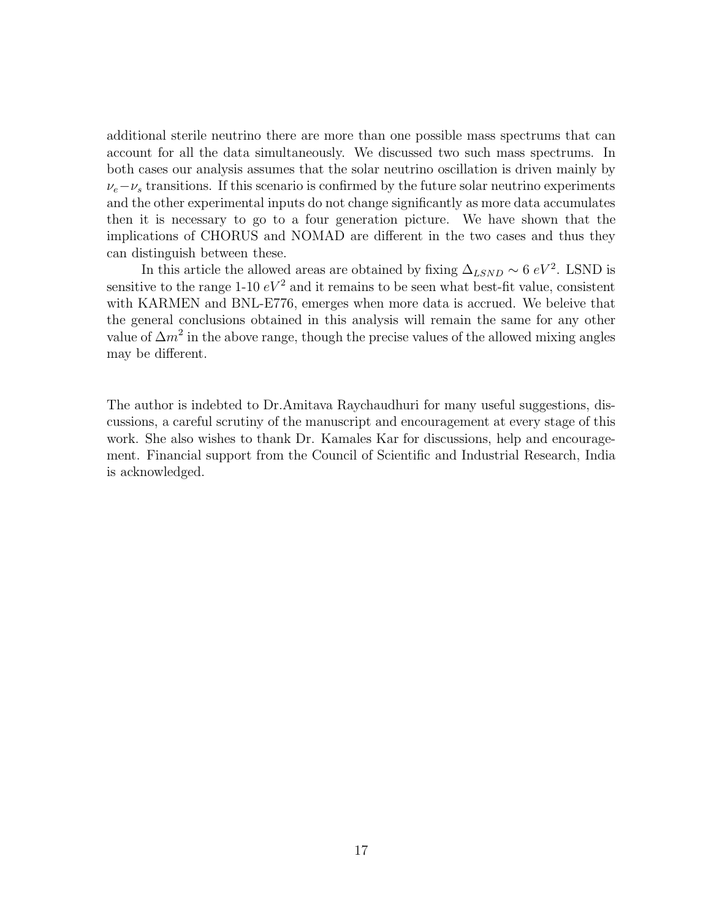additional sterile neutrino there are more than one possible mass spectrums that can account for all the data simultaneously. We discussed two such mass spectrums. In both cases our analysis assumes that the solar neutrino oscillation is driven mainly by $\nu_e - \nu_s$ transitions. If this scenario is confirmed by the future solar neutrino experiments and the other experimental inputs do not change significantly as more data accumulates then it is necessary to go to a four generation picture. We have shown that the implications of CHORUS and NOMAD are different in the two cases and thus they can distinguish between these.

In this article the allowed areas are obtained by fixing $\Delta_{LSND} \sim 6\ eV^2$. LSND is sensitive to the range 1-10 $eV^2$ and it remains to be seen what best-fit value, consistent with KARMEN and BNL-E776, emerges when more data is accrued. We beleive that the general conclusions obtained in this analysis will remain the same for any other value of $\Delta m^2$ in the above range, though the precise values of the allowed mixing angles may be different.

The author is indebted to Dr.Amitava Raychaudhuri for many useful suggestions, discussions, a careful scrutiny of the manuscript and encouragement at every stage of this work. She also wishes to thank Dr. Kamales Kar for discussions, help and encouragement. Financial support from the Council of Scientific and Industrial Research, India is acknowledged.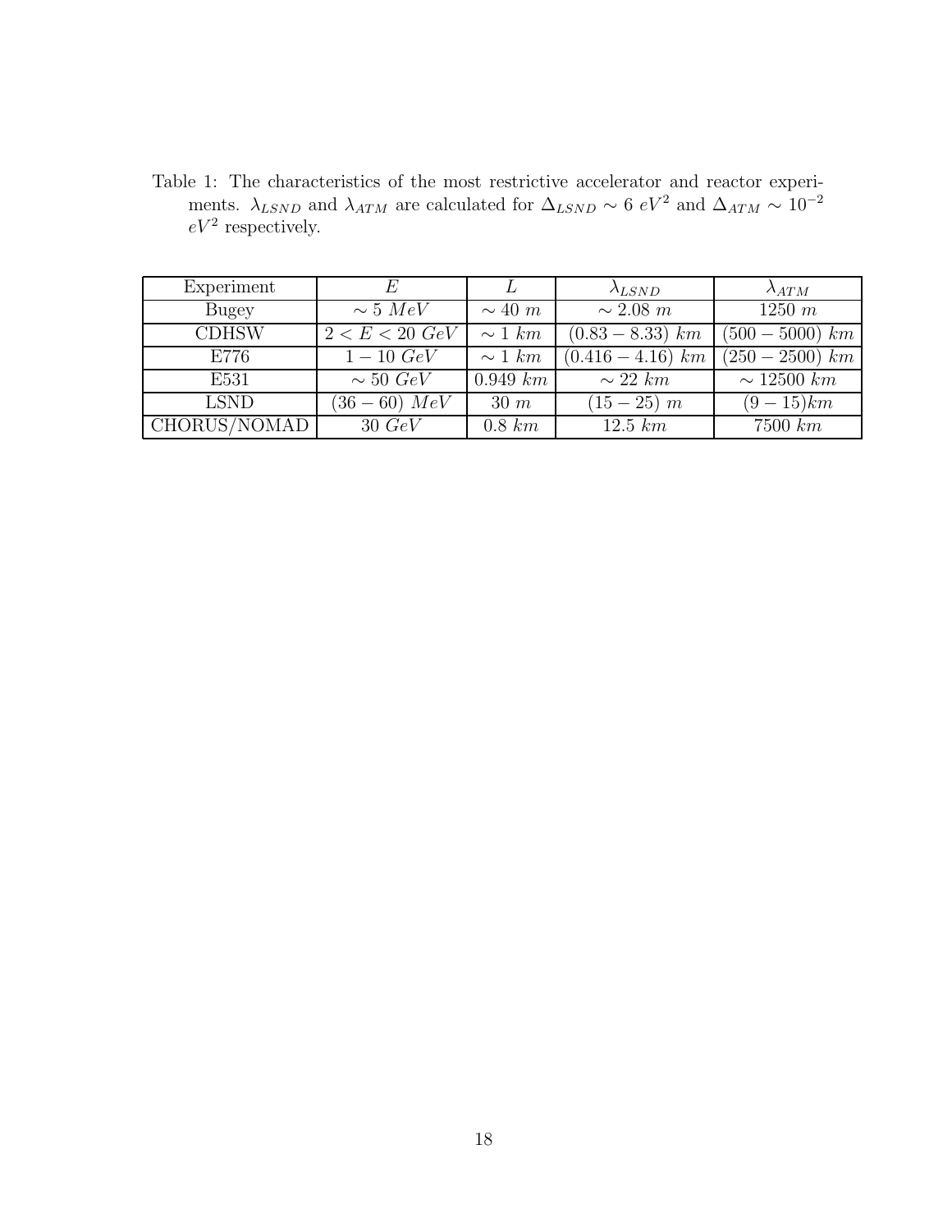Table 1: The characteristics of the most restrictive accelerator and reactor experiments. $\lambda_{LSND}$ and $\lambda_{ATM}$ are calculated for $\Delta_{LSND} \sim 6\ eV^2$ and $\Delta_{ATM} \sim 10^{-2}\ eV^2$ respectively.

| Experiment | $E$ | $L$ | $\lambda_{LSND}$ | $\lambda_{ATM}$ |
|---|---|---|---|---|
| Bugey | $\sim 5\ MeV$ | $\sim 40\ m$ | $\sim 2.08\ m$ | $1250\ m$ |
| CDHSW | $2 < E < 20\ GeV$ | $\sim 1\ km$ | $(0.83 - 8.33)\ km$ | $(500 - 5000)\ km$ |
| E776 | $1 - 10\ GeV$ | $\sim 1\ km$ | $(0.416 - 4.16)\ km$ | $(250 - 2500)\ km$ |
| E531 | $\sim 50\ GeV$ | $0.949\ km$ | $\sim 22\ km$ | $\sim 12500\ km$ |
| LSND | $(36 - 60)\ MeV$ | $30\ m$ | $(15 - 25)\ m$ | $(9 - 15) km$ |
| CHORUS/NOMAD | $30\ GeV$ | $0.8\ km$ | $12.5\ km$ | $7500\ km$ |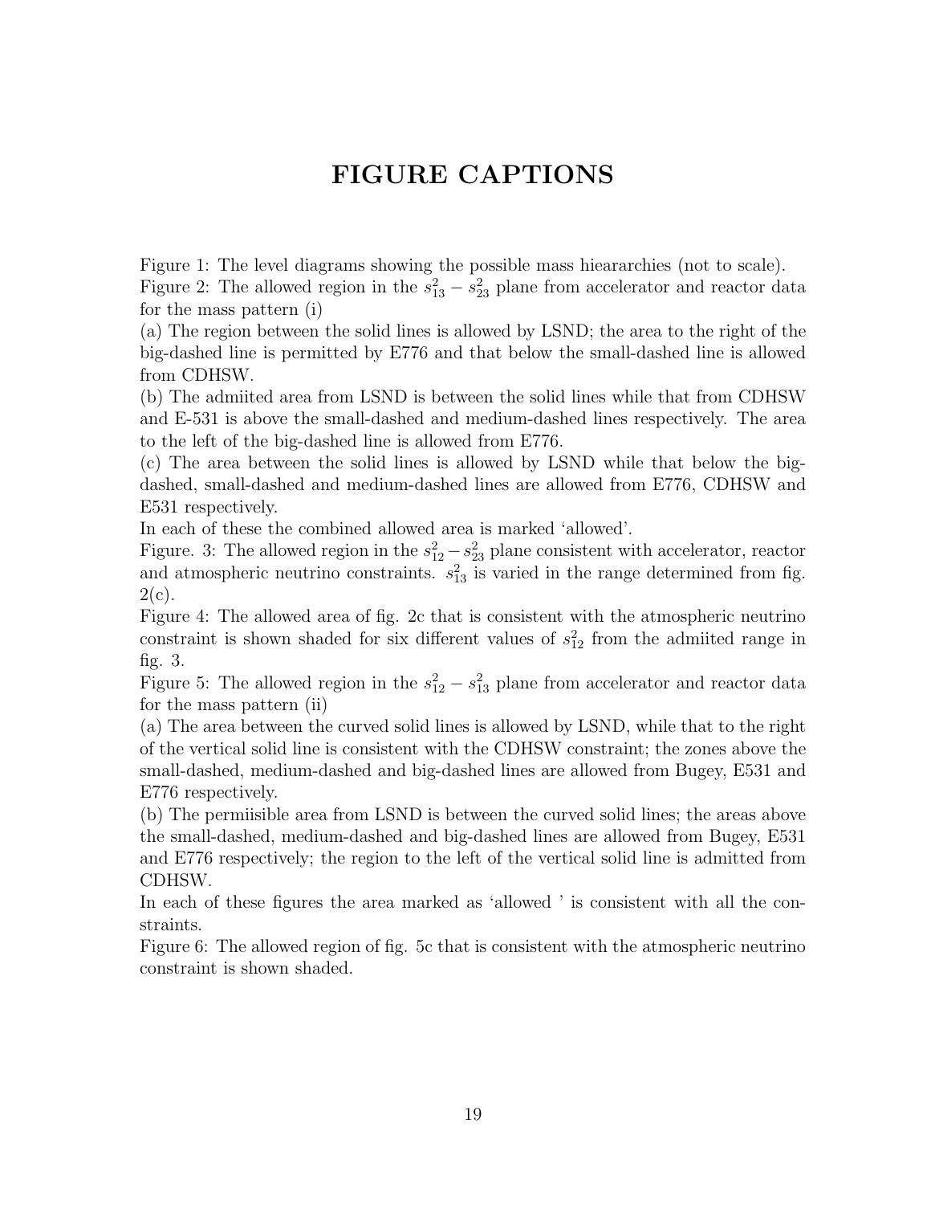# FIGURE CAPTIONS

Figure 1: The level diagrams showing the possible mass hieararchies (not to scale).
Figure 2: The allowed region in the $s_{13}^2 - s_{23}^2$ plane from accelerator and reactor data for the mass pattern (i)
(a) The region between the solid lines is allowed by LSND; the area to the right of the big-dashed line is permitted by E776 and that below the small-dashed line is allowed from CDHSW.
(b) The admiited area from LSND is between the solid lines while that from CDHSW and E-531 is above the small-dashed and medium-dashed lines respectively. The area to the left of the big-dashed line is allowed from E776.
(c) The area between the solid lines is allowed by LSND while that below the big-dashed, small-dashed and medium-dashed lines are allowed from E776, CDHSW and E531 respectively.
In each of these the combined allowed area is marked 'allowed'.
Figure. 3: The allowed region in the $s_{12}^2 - s_{23}^2$ plane consistent with accelerator, reactor and atmospheric neutrino constraints. $s_{13}^2$ is varied in the range determined from fig. 2(c).
Figure 4: The allowed area of fig. 2c that is consistent with the atmospheric neutrino constraint is shown shaded for six different values of $s_{12}^2$ from the admiited range in fig. 3.
Figure 5: The allowed region in the $s_{12}^2 - s_{13}^2$ plane from accelerator and reactor data for the mass pattern (ii)
(a) The area between the curved solid lines is allowed by LSND, while that to the right of the vertical solid line is consistent with the CDHSW constraint; the zones above the small-dashed, medium-dashed and big-dashed lines are allowed from Bugey, E531 and E776 respectively.
(b) The permiisible area from LSND is between the curved solid lines; the areas above the small-dashed, medium-dashed and big-dashed lines are allowed from Bugey, E531 and E776 respectively; the region to the left of the vertical solid line is admitted from CDHSW.
In each of these figures the area marked as 'allowed ' is consistent with all the constraints.
Figure 6: The allowed region of fig. 5c that is consistent with the atmospheric neutrino constraint is shown shaded.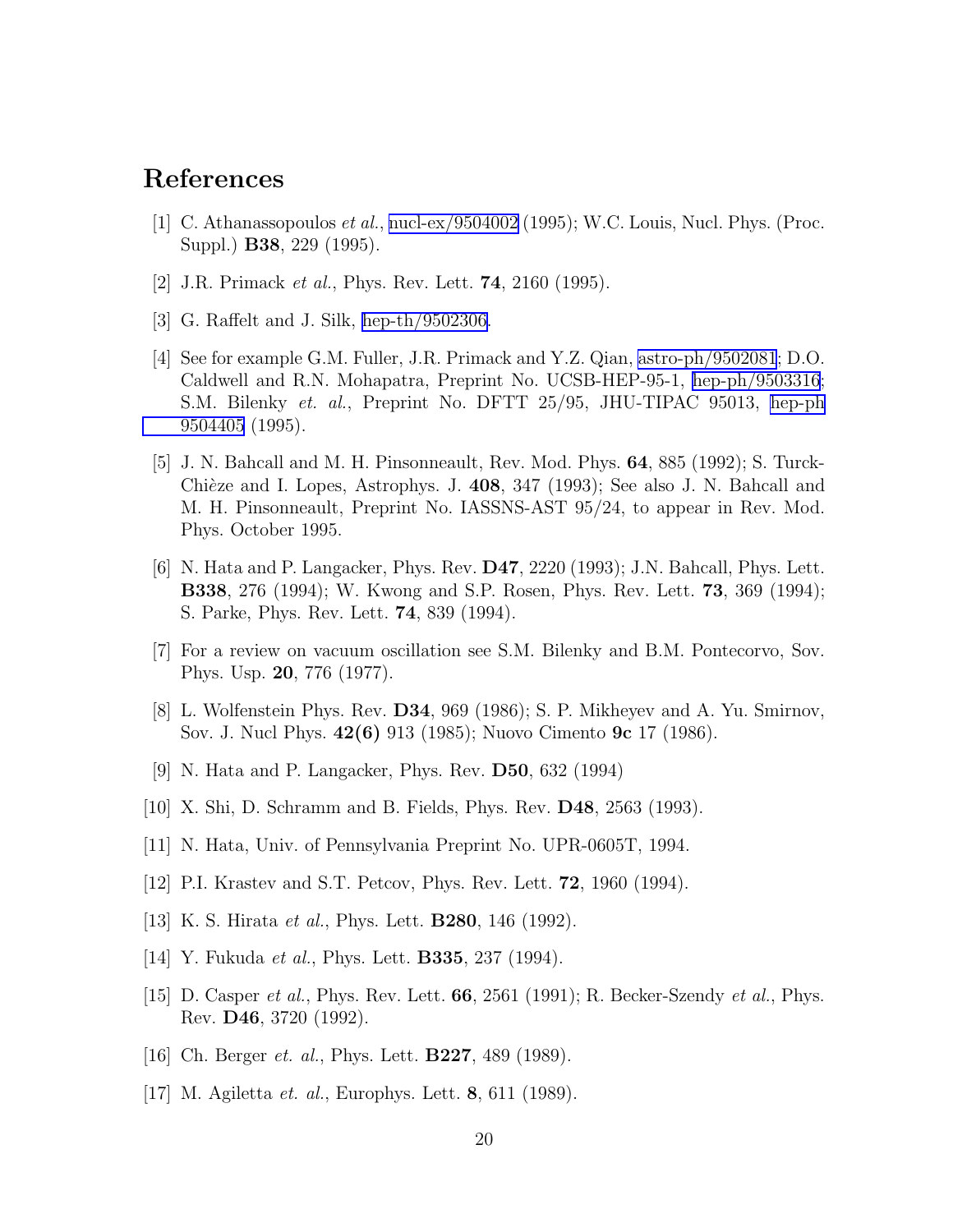# References

[1] C. Athanassopoulos *et al.*, nucl-ex/9504002 (1995); W.C. Louis, Nucl. Phys. (Proc. Suppl.) **B38**, 229 (1995).

[2] J.R. Primack *et al.*, Phys. Rev. Lett. **74**, 2160 (1995).

[3] G. Raffelt and J. Silk, hep-th/9502306.

[4] See for example G.M. Fuller, J.R. Primack and Y.Z. Qian, astro-ph/9502081; D.O. Caldwell and R.N. Mohapatra, Preprint No. UCSB-HEP-95-1, hep-ph/9503316; S.M. Bilenky *et. al.*, Preprint No. DFTT 25/95, JHU-TIPAC 95013, hep-ph 9504405 (1995).

[5] J. N. Bahcall and M. H. Pinsonneault, Rev. Mod. Phys. **64**, 885 (1992); S. Turck-Chièze and I. Lopes, Astrophys. J. **408**, 347 (1993); See also J. N. Bahcall and M. H. Pinsonneault, Preprint No. IASSNS-AST 95/24, to appear in Rev. Mod. Phys. October 1995.

[6] N. Hata and P. Langacker, Phys. Rev. **D47**, 2220 (1993); J.N. Bahcall, Phys. Lett. **B338**, 276 (1994); W. Kwong and S.P. Rosen, Phys. Rev. Lett. **73**, 369 (1994); S. Parke, Phys. Rev. Lett. **74**, 839 (1994).

[7] For a review on vacuum oscillation see S.M. Bilenky and B.M. Pontecorvo, Sov. Phys. Usp. **20**, 776 (1977).

[8] L. Wolfenstein Phys. Rev. **D34**, 969 (1986); S. P. Mikheyev and A. Yu. Smirnov, Sov. J. Nucl Phys. **42(6)** 913 (1985); Nuovo Cimento **9c** 17 (1986).

[9] N. Hata and P. Langacker, Phys. Rev. **D50**, 632 (1994)

[10] X. Shi, D. Schramm and B. Fields, Phys. Rev. **D48**, 2563 (1993).

[11] N. Hata, Univ. of Pennsylvania Preprint No. UPR-0605T, 1994.

[12] P.I. Krastev and S.T. Petcov, Phys. Rev. Lett. **72**, 1960 (1994).

[13] K. S. Hirata *et al.*, Phys. Lett. **B280**, 146 (1992).

[14] Y. Fukuda *et al.*, Phys. Lett. **B335**, 237 (1994).

[15] D. Casper *et al.*, Phys. Rev. Lett. **66**, 2561 (1991); R. Becker-Szendy *et al.*, Phys. Rev. **D46**, 3720 (1992).

[16] Ch. Berger *et. al.*, Phys. Lett. **B227**, 489 (1989).

[17] M. Agiletta *et. al.*, Europhys. Lett. **8**, 611 (1989).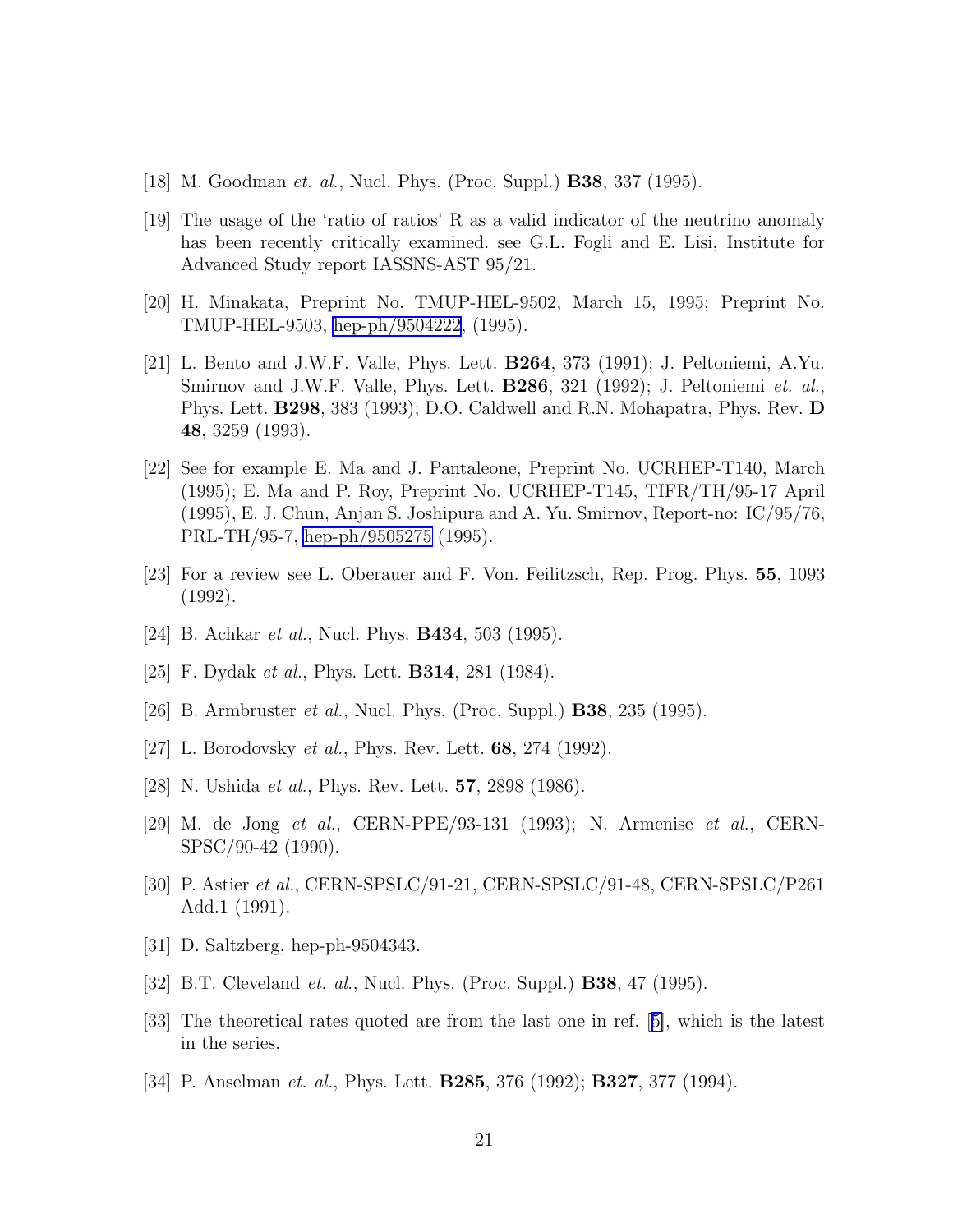[18] M. Goodman *et. al.*, Nucl. Phys. (Proc. Suppl.) **B38**, 337 (1995).

[19] The usage of the 'ratio of ratios' R as a valid indicator of the neutrino anomaly has been recently critically examined. see G.L. Fogli and E. Lisi, Institute for Advanced Study report IASSNS-AST 95/21.

[20] H. Minakata, Preprint No. TMUP-HEL-9502, March 15, 1995; Preprint No. TMUP-HEL-9503, hep-ph/9504222, (1995).

[21] L. Bento and J.W.F. Valle, Phys. Lett. **B264**, 373 (1991); J. Peltoniemi, A.Yu. Smirnov and J.W.F. Valle, Phys. Lett. **B286**, 321 (1992); J. Peltoniemi *et. al.*, Phys. Lett. **B298**, 383 (1993); D.O. Caldwell and R.N. Mohapatra, Phys. Rev. **D 48**, 3259 (1993).

[22] See for example E. Ma and J. Pantaleone, Preprint No. UCRHEP-T140, March (1995); E. Ma and P. Roy, Preprint No. UCRHEP-T145, TIFR/TH/95-17 April (1995), E. J. Chun, Anjan S. Joshipura and A. Yu. Smirnov, Report-no: IC/95/76, PRL-TH/95-7, hep-ph/9505275 (1995).

[23] For a review see L. Oberauer and F. Von. Feilitzsch, Rep. Prog. Phys. **55**, 1093 (1992).

[24] B. Achkar *et al.*, Nucl. Phys. **B434**, 503 (1995).

[25] F. Dydak *et al.*, Phys. Lett. **B314**, 281 (1984).

[26] B. Armbruster *et al.*, Nucl. Phys. (Proc. Suppl.) **B38**, 235 (1995).

[27] L. Borodovsky *et al.*, Phys. Rev. Lett. **68**, 274 (1992).

[28] N. Ushida *et al.*, Phys. Rev. Lett. **57**, 2898 (1986).

[29] M. de Jong *et al.*, CERN-PPE/93-131 (1993); N. Armenise *et al.*, CERN-SPSC/90-42 (1990).

[30] P. Astier *et al.*, CERN-SPSLC/91-21, CERN-SPSLC/91-48, CERN-SPSLC/P261 Add.1 (1991).

[31] D. Saltzberg, hep-ph-9504343.

[32] B.T. Cleveland *et. al.*, Nucl. Phys. (Proc. Suppl.) **B38**, 47 (1995).

[33] The theoretical rates quoted are from the last one in ref. [5], which is the latest in the series.

[34] P. Anselman *et. al.*, Phys. Lett. **B285**, 376 (1992); **B327**, 377 (1994).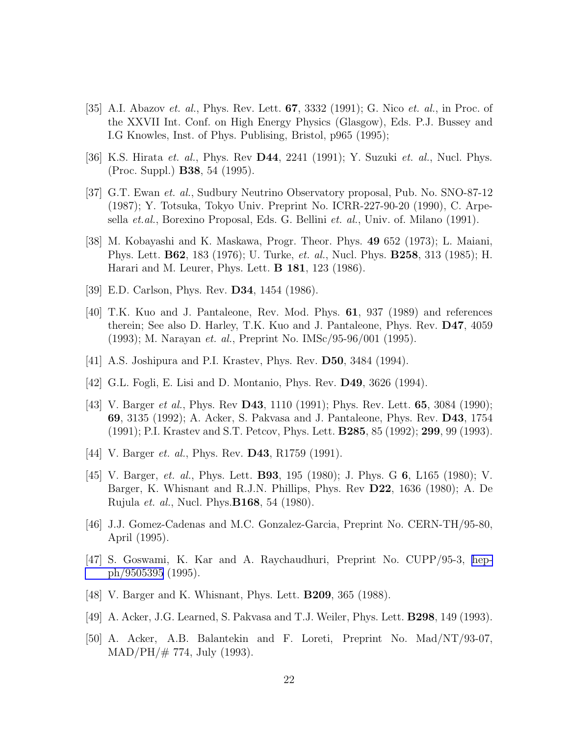[35] A.I. Abazov *et. al.*, Phys. Rev. Lett. **67**, 3332 (1991); G. Nico *et. al.*, in Proc. of the XXVII Int. Conf. on High Energy Physics (Glasgow), Eds. P.J. Bussey and I.G Knowles, Inst. of Phys. Publising, Bristol, p965 (1995);

[36] K.S. Hirata *et. al.*, Phys. Rev **D44**, 2241 (1991); Y. Suzuki *et. al.*, Nucl. Phys. (Proc. Suppl.) **B38**, 54 (1995).

[37] G.T. Ewan *et. al.*, Sudbury Neutrino Observatory proposal, Pub. No. SNO-87-12 (1987); Y. Totsuka, Tokyo Univ. Preprint No. ICRR-227-90-20 (1990), C. Arpesella *et.al.*, Borexino Proposal, Eds. G. Bellini *et. al.*, Univ. of. Milano (1991).

[38] M. Kobayashi and K. Maskawa, Progr. Theor. Phys. **49** 652 (1973); L. Maiani, Phys. Lett. **B62**, 183 (1976); U. Turke, *et. al.*, Nucl. Phys. **B258**, 313 (1985); H. Harari and M. Leurer, Phys. Lett. **B 181**, 123 (1986).

[39] E.D. Carlson, Phys. Rev. **D34**, 1454 (1986).

[40] T.K. Kuo and J. Pantaleone, Rev. Mod. Phys. **61**, 937 (1989) and references therein; See also D. Harley, T.K. Kuo and J. Pantaleone, Phys. Rev. **D47**, 4059 (1993); M. Narayan *et. al.*, Preprint No. IMSc/95-96/001 (1995).

[41] A.S. Joshipura and P.I. Krastev, Phys. Rev. **D50**, 3484 (1994).

[42] G.L. Fogli, E. Lisi and D. Montanio, Phys. Rev. **D49**, 3626 (1994).

[43] V. Barger *et al.*, Phys. Rev **D43**, 1110 (1991); Phys. Rev. Lett. **65**, 3084 (1990); **69**, 3135 (1992); A. Acker, S. Pakvasa and J. Pantaleone, Phys. Rev. **D43**, 1754 (1991); P.I. Krastev and S.T. Petcov, Phys. Lett. **B285**, 85 (1992); **299**, 99 (1993).

[44] V. Barger *et. al.*, Phys. Rev. **D43**, R1759 (1991).

[45] V. Barger, *et. al.*, Phys. Lett. **B93**, 195 (1980); J. Phys. G **6**, L165 (1980); V. Barger, K. Whisnant and R.J.N. Phillips, Phys. Rev **D22**, 1636 (1980); A. De Rujula *et. al.*, Nucl. Phys.**B168**, 54 (1980).

[46] J.J. Gomez-Cadenas and M.C. Gonzalez-Garcia, Preprint No. CERN-TH/95-80, April (1995).

[47] S. Goswami, K. Kar and A. Raychaudhuri, Preprint No. CUPP/95-3, hep-ph/9505395 (1995).

[48] V. Barger and K. Whisnant, Phys. Lett. **B209**, 365 (1988).

[49] A. Acker, J.G. Learned, S. Pakvasa and T.J. Weiler, Phys. Lett. **B298**, 149 (1993).

[50] A. Acker, A.B. Balantekin and F. Loreti, Preprint No. Mad/NT/93-07, MAD/PH/# 774, July (1993).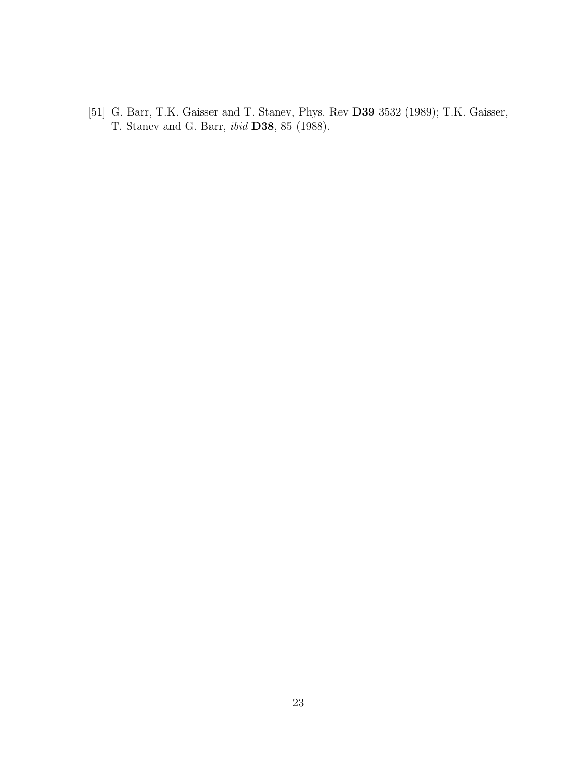[51] G. Barr, T.K. Gaisser and T. Stanev, Phys. Rev **D39** 3532 (1989); T.K. Gaisser, T. Stanev and G. Barr, *ibid* **D38**, 85 (1988).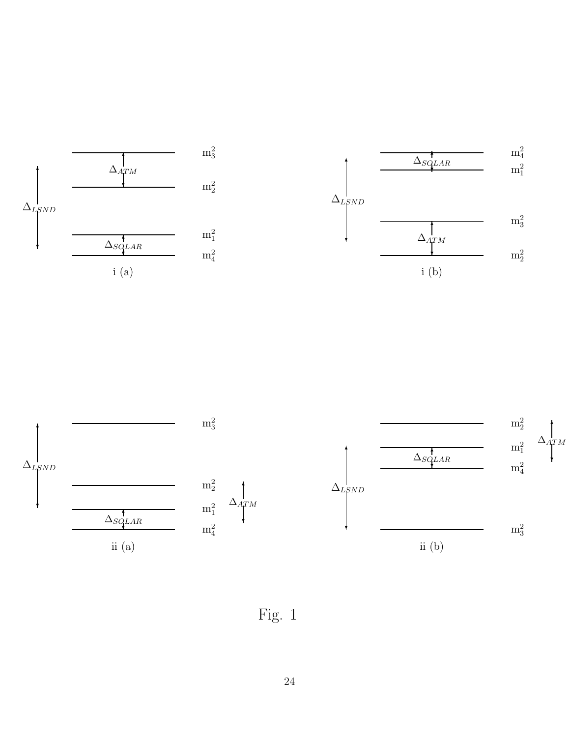$m_3^2$

$\Delta_{ATM}$

$m_2^2$

$\Delta_{LSND}$

$m_1^2$

$\Delta_{SOLAR}$

$m_4^2$

i (a)

$m_4^2$

$\Delta_{SOLAR}$

$m_1^2$

$\Delta_{LSND}$

$m_3^2$

$\Delta_{ATM}$

$m_2^2$

i (b)

$m_3^2$

$\Delta_{LSND}$

$m_2^2$

$\Delta_{ATM}$

$m_1^2$

$\Delta_{SOLAR}$

$m_4^2$

ii (a)

$m_2^2$

$\Delta_{ATM}$

$m_1^2$

$\Delta_{SOLAR}$

$m_4^2$

$\Delta_{LSND}$

$m_3^2$

ii (b)

Fig. 1